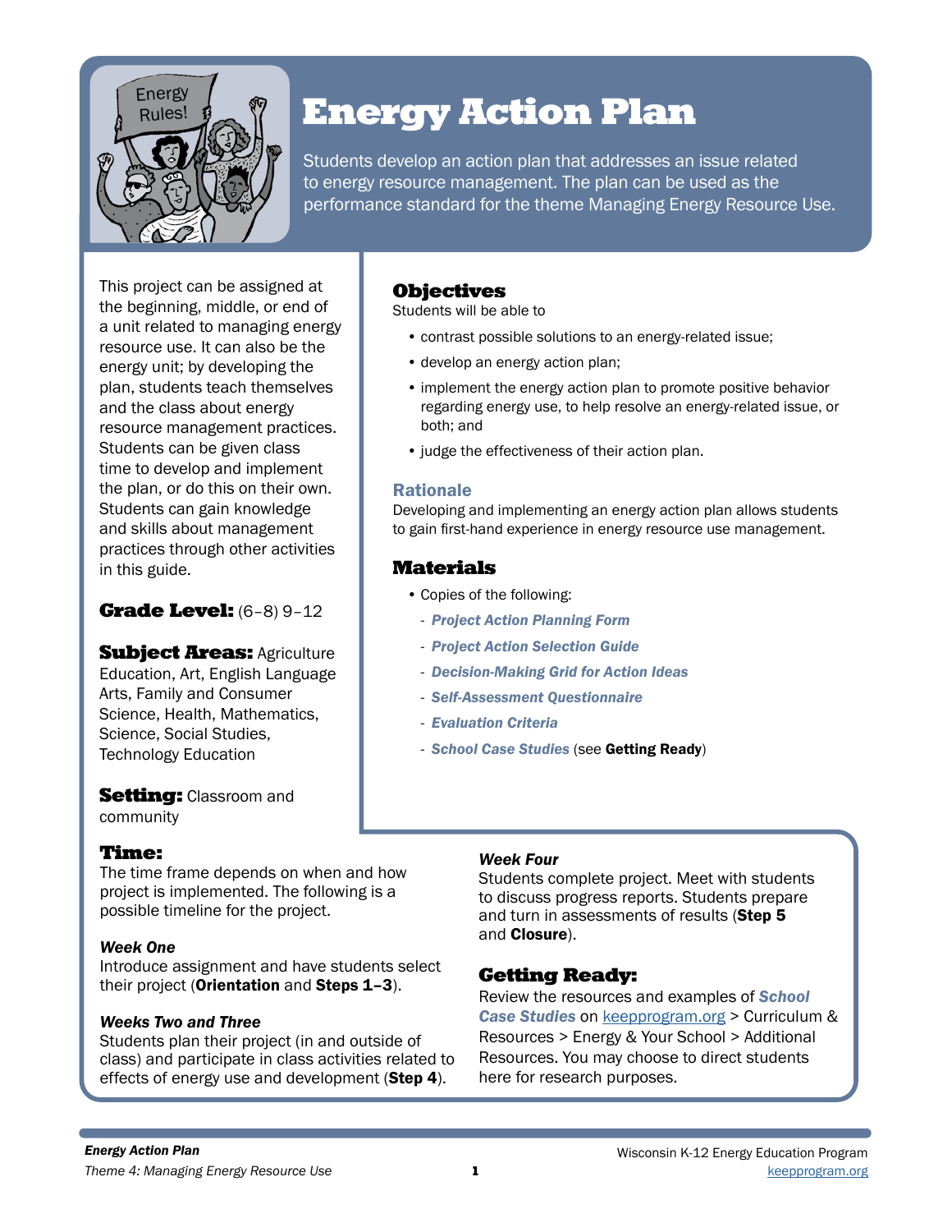# Energy Action Plan

Students develop an action plan that addresses an issue related to energy resource management. The plan can be used as the performance standard for the theme Managing Energy Resource Use.

This project can be assigned at the beginning, middle, or end of a unit related to managing energy resource use. It can also be the energy unit; by developing the plan, students teach themselves and the class about energy resource management practices. Students can be given class time to develop and implement the plan, or do this on their own. Students can gain knowledge and skills about management practices through other activities in this guide.

**Grade Level:** (6–8) 9–12

**Subject Areas:** Agriculture Education, Art, English Language Arts, Family and Consumer Science, Health, Mathematics, Science, Social Studies, Technology Education

**Setting:** Classroom and community

## Objectives

Students will be able to

- contrast possible solutions to an energy-related issue;
- develop an energy action plan;
- implement the energy action plan to promote positive behavior regarding energy use, to help resolve an energy-related issue, or both; and
- judge the effectiveness of their action plan.

### Rationale

Developing and implementing an energy action plan allows students to gain first-hand experience in energy resource use management.

## Materials

- Copies of the following:
  - *Project Action Planning Form*
  - *Project Action Selection Guide*
  - *Decision-Making Grid for Action Ideas*
  - *Self-Assessment Questionnaire*
  - *Evaluation Criteria*
  - *School Case Studies* (see **Getting Ready**)

## Time:

The time frame depends on when and how project is implemented. The following is a possible timeline for the project.

***Week One***
Introduce assignment and have students select their project (**Orientation** and **Steps 1–3**).

***Weeks Two and Three***
Students plan their project (in and outside of class) and participate in class activities related to effects of energy use and development (**Step 4**).

***Week Four***
Students complete project. Meet with students to discuss progress reports. Students prepare and turn in assessments of results (**Step 5** and **Closure**).

## Getting Ready:

Review the resources and examples of ***School Case Studies*** on keepprogram.org > Curriculum & Resources > Energy & Your School > Additional Resources. You may choose to direct students here for research purposes.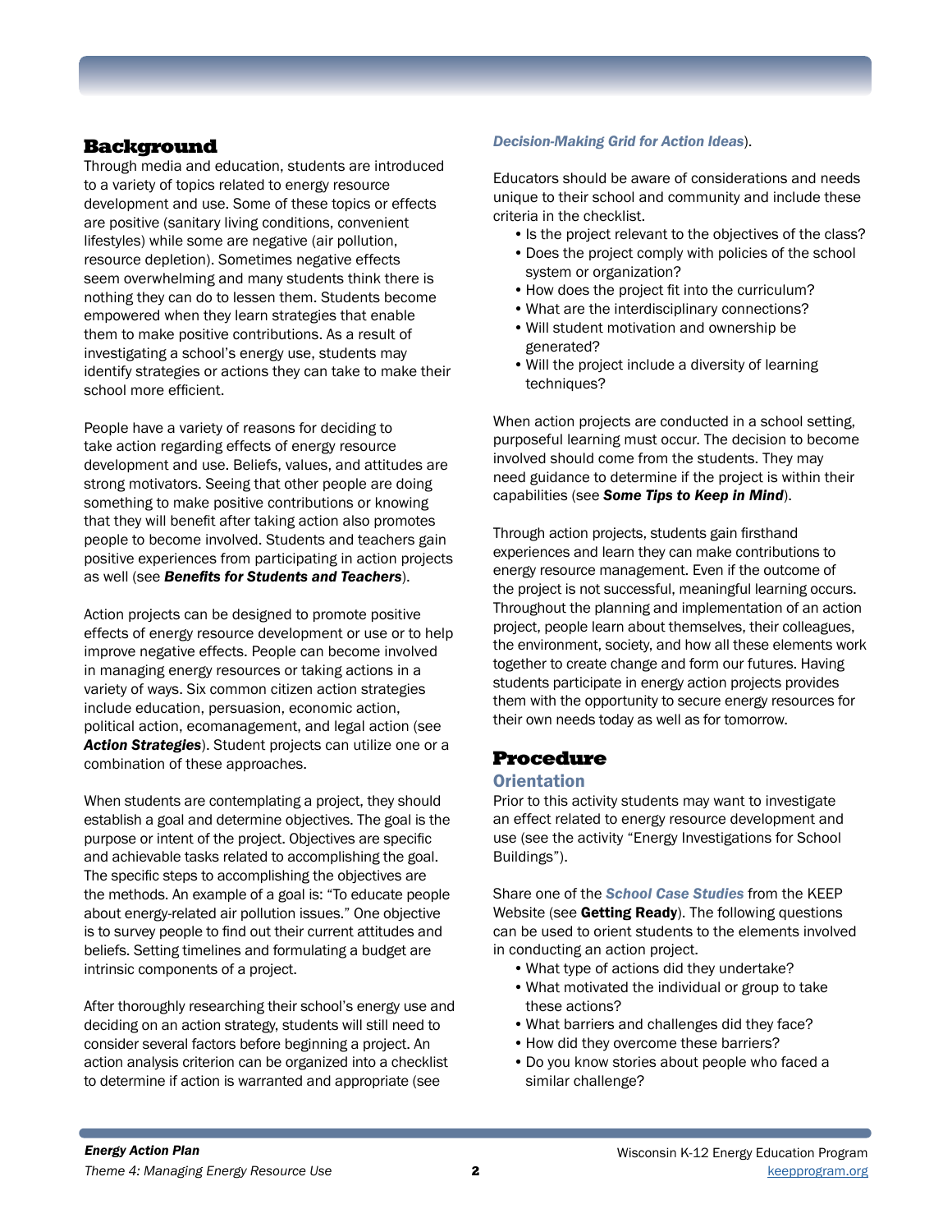## Background

Through media and education, students are introduced to a variety of topics related to energy resource development and use. Some of these topics or effects are positive (sanitary living conditions, convenient lifestyles) while some are negative (air pollution, resource depletion). Sometimes negative effects seem overwhelming and many students think there is nothing they can do to lessen them. Students become empowered when they learn strategies that enable them to make positive contributions. As a result of investigating a school's energy use, students may identify strategies or actions they can take to make their school more efficient.

People have a variety of reasons for deciding to take action regarding effects of energy resource development and use. Beliefs, values, and attitudes are strong motivators. Seeing that other people are doing something to make positive contributions or knowing that they will benefit after taking action also promotes people to become involved. Students and teachers gain positive experiences from participating in action projects as well (see ***Benefits for Students and Teachers***).

Action projects can be designed to promote positive effects of energy resource development or use or to help improve negative effects. People can become involved in managing energy resources or taking actions in a variety of ways. Six common citizen action strategies include education, persuasion, economic action, political action, ecomanagement, and legal action (see ***Action Strategies***). Student projects can utilize one or a combination of these approaches.

When students are contemplating a project, they should establish a goal and determine objectives. The goal is the purpose or intent of the project. Objectives are specific and achievable tasks related to accomplishing the goal. The specific steps to accomplishing the objectives are the methods. An example of a goal is: "To educate people about energy-related air pollution issues." One objective is to survey people to find out their current attitudes and beliefs. Setting timelines and formulating a budget are intrinsic components of a project.

After thoroughly researching their school's energy use and deciding on an action strategy, students will still need to consider several factors before beginning a project. An action analysis criterion can be organized into a checklist to determine if action is warranted and appropriate (see ***Decision-Making Grid for Action Ideas***).

Educators should be aware of considerations and needs unique to their school and community and include these criteria in the checklist.

- Is the project relevant to the objectives of the class?
- Does the project comply with policies of the school system or organization?
- How does the project fit into the curriculum?
- What are the interdisciplinary connections?
- Will student motivation and ownership be generated?
- Will the project include a diversity of learning techniques?

When action projects are conducted in a school setting, purposeful learning must occur. The decision to become involved should come from the students. They may need guidance to determine if the project is within their capabilities (see ***Some Tips to Keep in Mind***).

Through action projects, students gain firsthand experiences and learn they can make contributions to energy resource management. Even if the outcome of the project is not successful, meaningful learning occurs. Throughout the planning and implementation of an action project, people learn about themselves, their colleagues, the environment, society, and how all these elements work together to create change and form our futures. Having students participate in energy action projects provides them with the opportunity to secure energy resources for their own needs today as well as for tomorrow.

## Procedure

### Orientation

Prior to this activity students may want to investigate an effect related to energy resource development and use (see the activity "Energy Investigations for School Buildings").

Share one of the ***School Case Studies*** from the KEEP Website (see **Getting Ready**). The following questions can be used to orient students to the elements involved in conducting an action project.

- What type of actions did they undertake?
- What motivated the individual or group to take these actions?
- What barriers and challenges did they face?
- How did they overcome these barriers?
- Do you know stories about people who faced a similar challenge?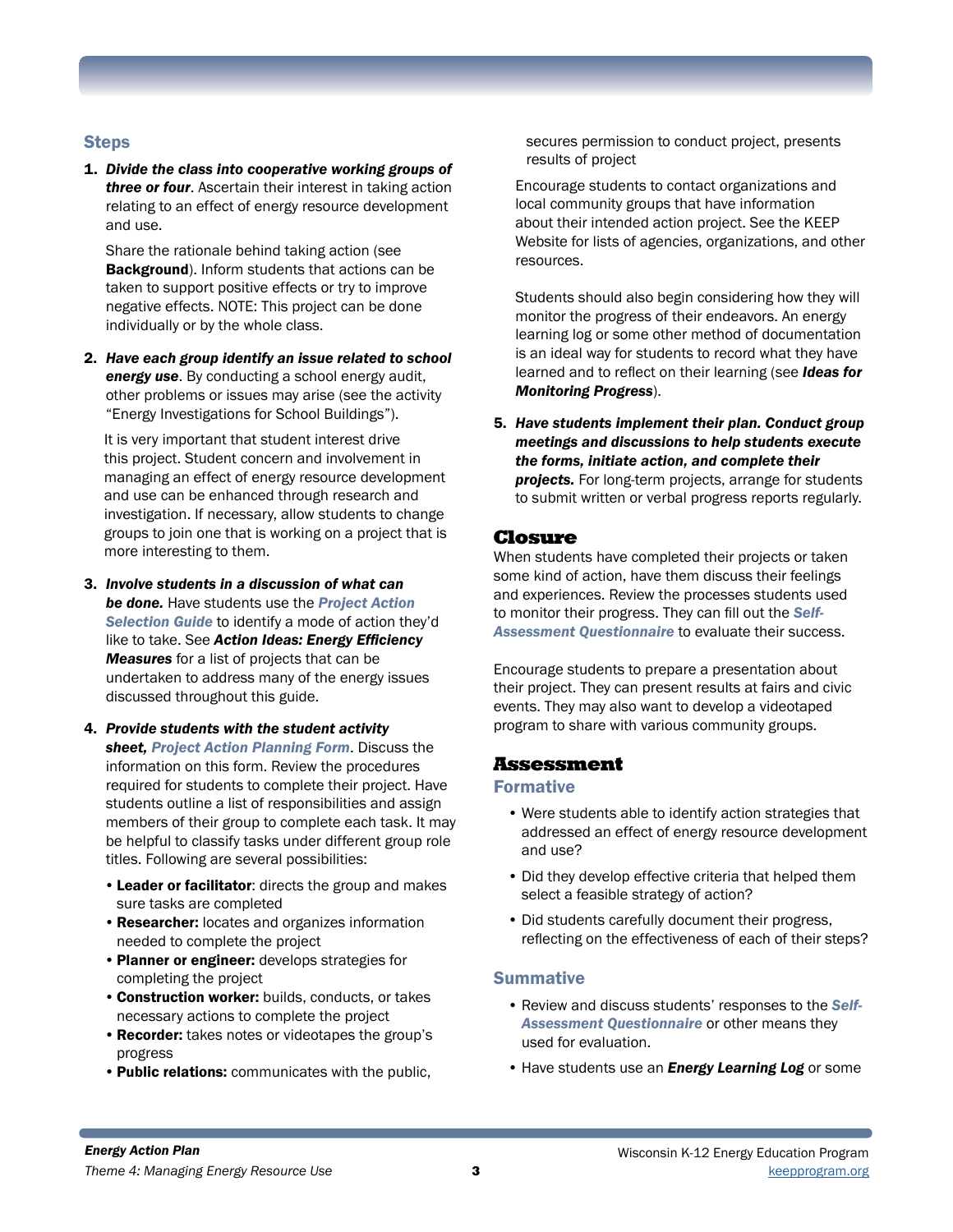## Steps

1. ***Divide the class into cooperative working groups of three or four***. Ascertain their interest in taking action relating to an effect of energy resource development and use.

   Share the rationale behind taking action (see **Background**). Inform students that actions can be taken to support positive effects or try to improve negative effects. NOTE: This project can be done individually or by the whole class.

2. ***Have each group identify an issue related to school energy use***. By conducting a school energy audit, other problems or issues may arise (see the activity "Energy Investigations for School Buildings").

   It is very important that student interest drive this project. Student concern and involvement in managing an effect of energy resource development and use can be enhanced through research and investigation. If necessary, allow students to change groups to join one that is working on a project that is more interesting to them.

3. ***Involve students in a discussion of what can be done.*** Have students use the ***Project Action Selection Guide*** to identify a mode of action they'd like to take. See ***Action Ideas: Energy Efficiency Measures*** for a list of projects that can be undertaken to address many of the energy issues discussed throughout this guide.

4. ***Provide students with the student activity sheet, Project Action Planning Form***. Discuss the information on this form. Review the procedures required for students to complete their project. Have students outline a list of responsibilities and assign members of their group to complete each task. It may be helpful to classify tasks under different group role titles. Following are several possibilities:

   - **Leader or facilitator**: directs the group and makes sure tasks are completed
   - **Researcher:** locates and organizes information needed to complete the project
   - **Planner or engineer:** develops strategies for completing the project
   - **Construction worker:** builds, conducts, or takes necessary actions to complete the project
   - **Recorder:** takes notes or videotapes the group's progress
   - **Public relations:** communicates with the public, secures permission to conduct project, presents results of project

   Encourage students to contact organizations and local community groups that have information about their intended action project. See the KEEP Website for lists of agencies, organizations, and other resources.

   Students should also begin considering how they will monitor the progress of their endeavors. An energy learning log or some other method of documentation is an ideal way for students to record what they have learned and to reflect on their learning (see ***Ideas for Monitoring Progress***).

5. ***Have students implement their plan. Conduct group meetings and discussions to help students execute the forms, initiate action, and complete their projects.*** For long-term projects, arrange for students to submit written or verbal progress reports regularly.

## Closure

When students have completed their projects or taken some kind of action, have them discuss their feelings and experiences. Review the processes students used to monitor their progress. They can fill out the ***Self-Assessment Questionnaire*** to evaluate their success.

Encourage students to prepare a presentation about their project. They can present results at fairs and civic events. They may also want to develop a videotaped program to share with various community groups.

## Assessment

### Formative

- Were students able to identify action strategies that addressed an effect of energy resource development and use?
- Did they develop effective criteria that helped them select a feasible strategy of action?
- Did students carefully document their progress, reflecting on the effectiveness of each of their steps?

### Summative

- Review and discuss students' responses to the ***Self-Assessment Questionnaire*** or other means they used for evaluation.
- Have students use an ***Energy Learning Log*** or some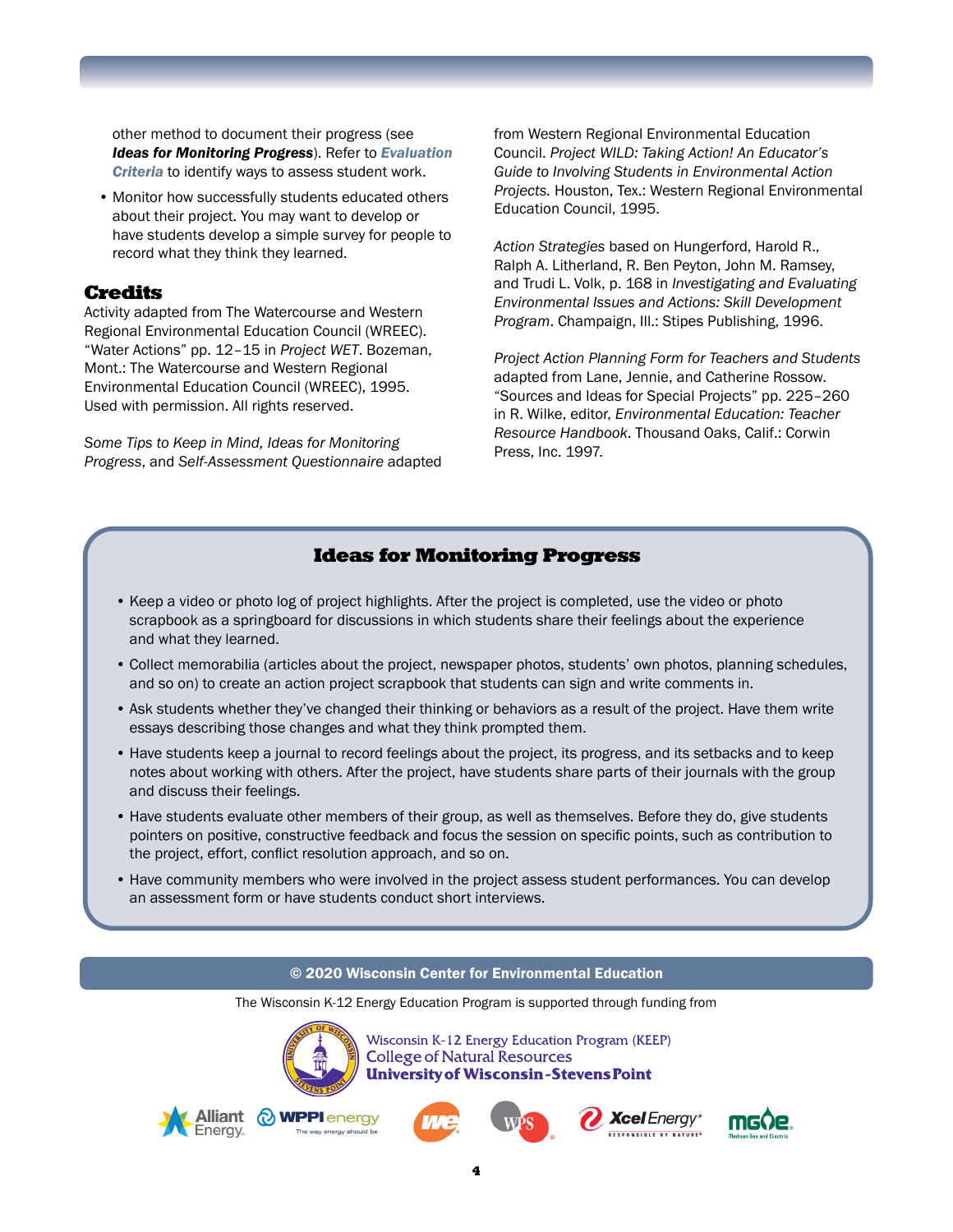other method to document their progress (see ***Ideas for Monitoring Progress***). Refer to ***Evaluation Criteria*** to identify ways to assess student work.

- Monitor how successfully students educated others about their project. You may want to develop or have students develop a simple survey for people to record what they think they learned.

## Credits

Activity adapted from The Watercourse and Western Regional Environmental Education Council (WREEC). "Water Actions" pp. 12–15 in *Project WET*. Bozeman, Mont.: The Watercourse and Western Regional Environmental Education Council (WREEC), 1995. Used with permission. All rights reserved.

*Some Tips to Keep in Mind, Ideas for Monitoring Progress*, and *Self-Assessment Questionnaire* adapted from Western Regional Environmental Education Council. *Project WILD: Taking Action! An Educator's Guide to Involving Students in Environmental Action Projects.* Houston, Tex.: Western Regional Environmental Education Council, 1995.

*Action Strategies* based on Hungerford, Harold R., Ralph A. Litherland, R. Ben Peyton, John M. Ramsey, and Trudi L. Volk, p. 168 in *Investigating and Evaluating Environmental Issues and Actions: Skill Development Program*. Champaign, Ill.: Stipes Publishing, 1996.

*Project Action Planning Form for Teachers and Students* adapted from Lane, Jennie, and Catherine Rossow. "Sources and Ideas for Special Projects" pp. 225–260 in R. Wilke, editor, *Environmental Education: Teacher Resource Handbook*. Thousand Oaks, Calif.: Corwin Press, Inc. 1997.

## Ideas for Monitoring Progress

- Keep a video or photo log of project highlights. After the project is completed, use the video or photo scrapbook as a springboard for discussions in which students share their feelings about the experience and what they learned.
- Collect memorabilia (articles about the project, newspaper photos, students' own photos, planning schedules, and so on) to create an action project scrapbook that students can sign and write comments in.
- Ask students whether they've changed their thinking or behaviors as a result of the project. Have them write essays describing those changes and what they think prompted them.
- Have students keep a journal to record feelings about the project, its progress, and its setbacks and to keep notes about working with others. After the project, have students share parts of their journals with the group and discuss their feelings.
- Have students evaluate other members of their group, as well as themselves. Before they do, give students pointers on positive, constructive feedback and focus the session on specific points, such as contribution to the project, effort, conflict resolution approach, and so on.
- Have community members who were involved in the project assess student performances. You can develop an assessment form or have students conduct short interviews.

© 2020 Wisconsin Center for Environmental Education

The Wisconsin K-12 Energy Education Program is supported through funding from

Wisconsin K-12 Energy Education Program (KEEP)
College of Natural Resources
University of Wisconsin-Stevens Point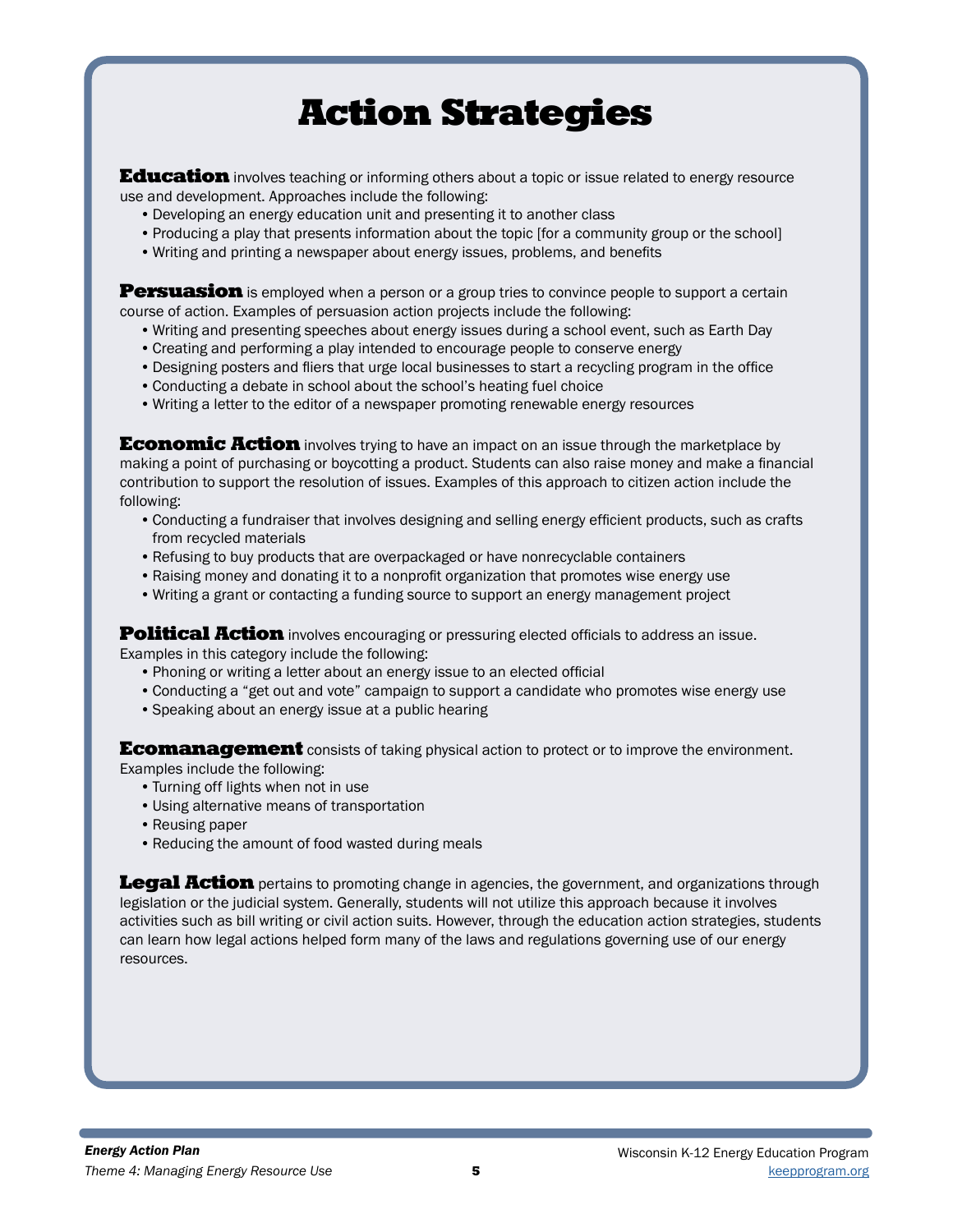# Action Strategies

**Education** involves teaching or informing others about a topic or issue related to energy resource use and development. Approaches include the following:

- Developing an energy education unit and presenting it to another class
- Producing a play that presents information about the topic [for a community group or the school]
- Writing and printing a newspaper about energy issues, problems, and benefits

**Persuasion** is employed when a person or a group tries to convince people to support a certain course of action. Examples of persuasion action projects include the following:

- Writing and presenting speeches about energy issues during a school event, such as Earth Day
- Creating and performing a play intended to encourage people to conserve energy
- Designing posters and fliers that urge local businesses to start a recycling program in the office
- Conducting a debate in school about the school's heating fuel choice
- Writing a letter to the editor of a newspaper promoting renewable energy resources

**Economic Action** involves trying to have an impact on an issue through the marketplace by making a point of purchasing or boycotting a product. Students can also raise money and make a financial contribution to support the resolution of issues. Examples of this approach to citizen action include the following:

- Conducting a fundraiser that involves designing and selling energy efficient products, such as crafts from recycled materials
- Refusing to buy products that are overpackaged or have nonrecyclable containers
- Raising money and donating it to a nonprofit organization that promotes wise energy use
- Writing a grant or contacting a funding source to support an energy management project

**Political Action** involves encouraging or pressuring elected officials to address an issue. Examples in this category include the following:

- Phoning or writing a letter about an energy issue to an elected official
- Conducting a "get out and vote" campaign to support a candidate who promotes wise energy use
- Speaking about an energy issue at a public hearing

**Ecomanagement** consists of taking physical action to protect or to improve the environment. Examples include the following:

- Turning off lights when not in use
- Using alternative means of transportation
- Reusing paper
- Reducing the amount of food wasted during meals

**Legal Action** pertains to promoting change in agencies, the government, and organizations through legislation or the judicial system. Generally, students will not utilize this approach because it involves activities such as bill writing or civil action suits. However, through the education action strategies, students can learn how legal actions helped form many of the laws and regulations governing use of our energy resources.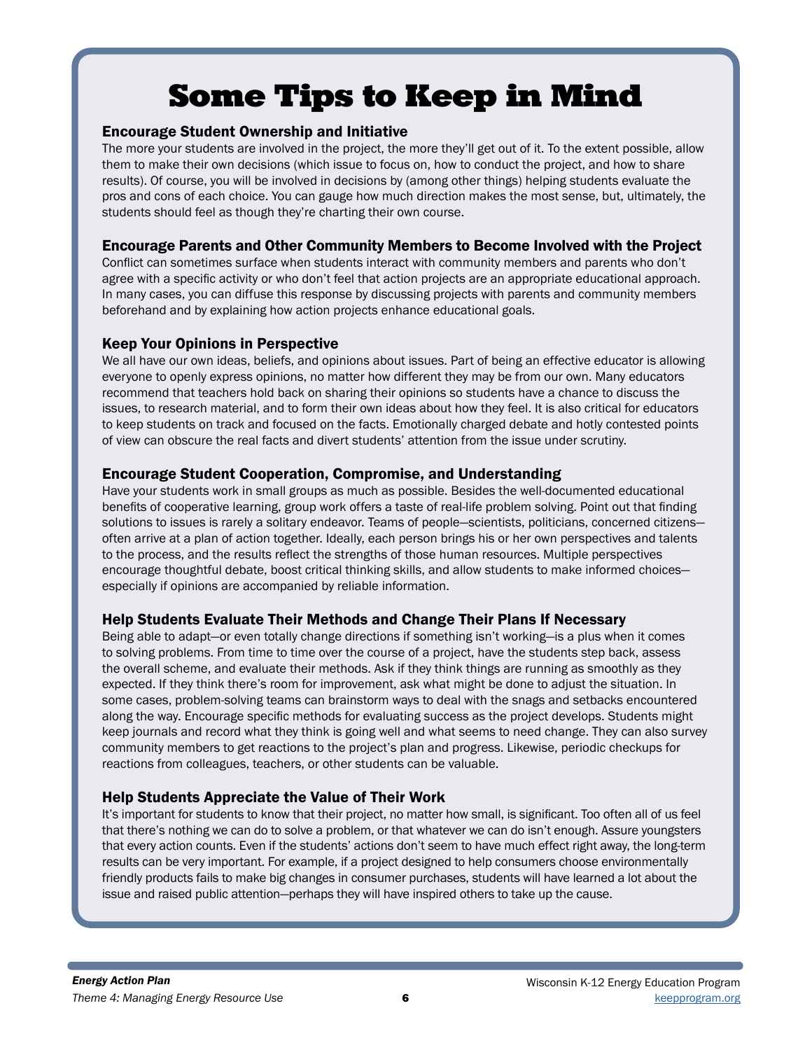# Some Tips to Keep in Mind

### Encourage Student Ownership and Initiative

The more your students are involved in the project, the more they'll get out of it. To the extent possible, allow them to make their own decisions (which issue to focus on, how to conduct the project, and how to share results). Of course, you will be involved in decisions by (among other things) helping students evaluate the pros and cons of each choice. You can gauge how much direction makes the most sense, but, ultimately, the students should feel as though they're charting their own course.

### Encourage Parents and Other Community Members to Become Involved with the Project

Conflict can sometimes surface when students interact with community members and parents who don't agree with a specific activity or who don't feel that action projects are an appropriate educational approach. In many cases, you can diffuse this response by discussing projects with parents and community members beforehand and by explaining how action projects enhance educational goals.

### Keep Your Opinions in Perspective

We all have our own ideas, beliefs, and opinions about issues. Part of being an effective educator is allowing everyone to openly express opinions, no matter how different they may be from our own. Many educators recommend that teachers hold back on sharing their opinions so students have a chance to discuss the issues, to research material, and to form their own ideas about how they feel. It is also critical for educators to keep students on track and focused on the facts. Emotionally charged debate and hotly contested points of view can obscure the real facts and divert students' attention from the issue under scrutiny.

### Encourage Student Cooperation, Compromise, and Understanding

Have your students work in small groups as much as possible. Besides the well-documented educational benefits of cooperative learning, group work offers a taste of real-life problem solving. Point out that finding solutions to issues is rarely a solitary endeavor. Teams of people—scientists, politicians, concerned citizens—often arrive at a plan of action together. Ideally, each person brings his or her own perspectives and talents to the process, and the results reflect the strengths of those human resources. Multiple perspectives encourage thoughtful debate, boost critical thinking skills, and allow students to make informed choices—especially if opinions are accompanied by reliable information.

### Help Students Evaluate Their Methods and Change Their Plans If Necessary

Being able to adapt—or even totally change directions if something isn't working—is a plus when it comes to solving problems. From time to time over the course of a project, have the students step back, assess the overall scheme, and evaluate their methods. Ask if they think things are running as smoothly as they expected. If they think there's room for improvement, ask what might be done to adjust the situation. In some cases, problem-solving teams can brainstorm ways to deal with the snags and setbacks encountered along the way. Encourage specific methods for evaluating success as the project develops. Students might keep journals and record what they think is going well and what seems to need change. They can also survey community members to get reactions to the project's plan and progress. Likewise, periodic checkups for reactions from colleagues, teachers, or other students can be valuable.

### Help Students Appreciate the Value of Their Work

It's important for students to know that their project, no matter how small, is significant. Too often all of us feel that there's nothing we can do to solve a problem, or that whatever we can do isn't enough. Assure youngsters that every action counts. Even if the students' actions don't seem to have much effect right away, the long-term results can be very important. For example, if a project designed to help consumers choose environmentally friendly products fails to make big changes in consumer purchases, students will have learned a lot about the issue and raised public attention—perhaps they will have inspired others to take up the cause.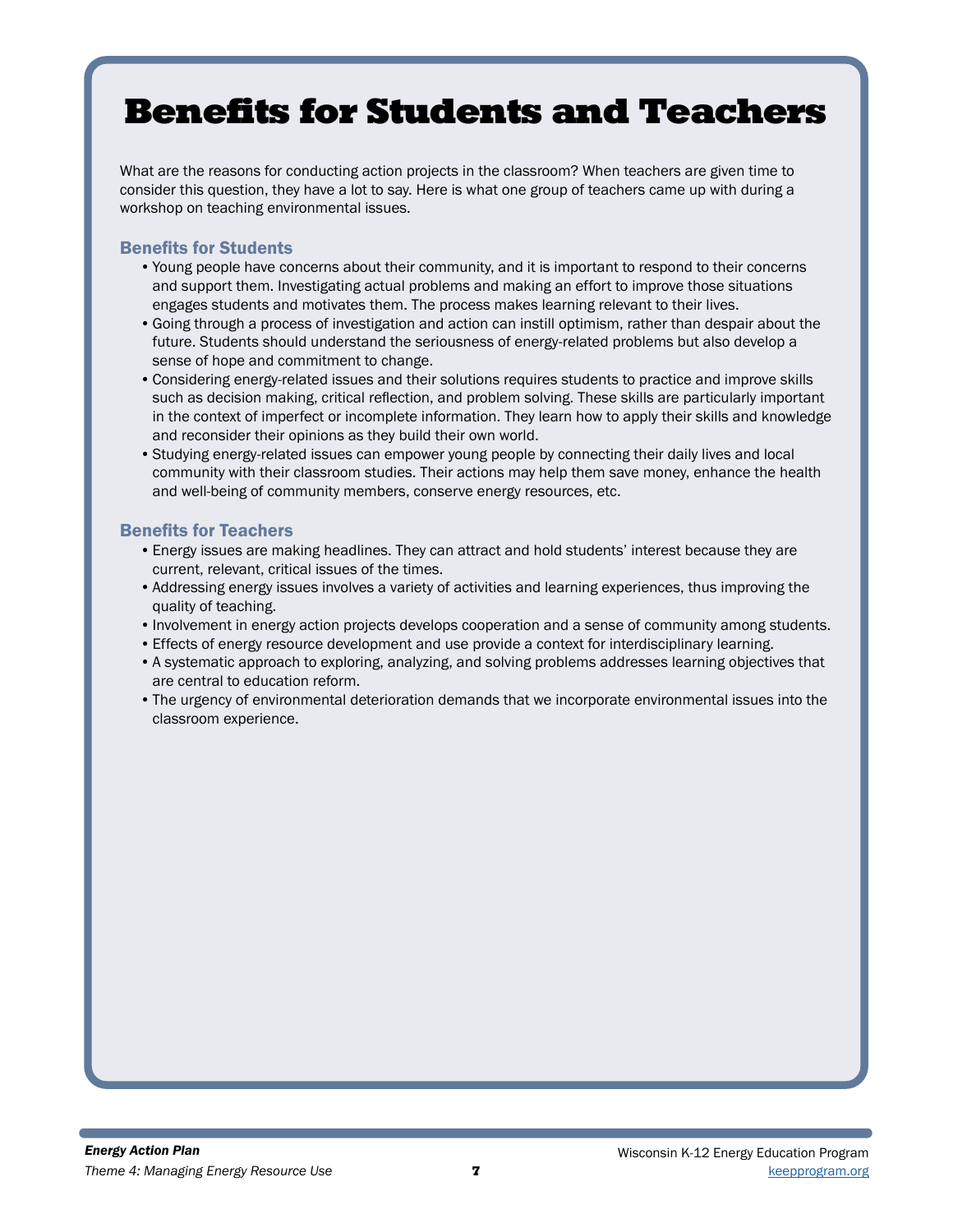# Benefits for Students and Teachers

What are the reasons for conducting action projects in the classroom? When teachers are given time to consider this question, they have a lot to say. Here is what one group of teachers came up with during a workshop on teaching environmental issues.

## Benefits for Students

- Young people have concerns about their community, and it is important to respond to their concerns and support them. Investigating actual problems and making an effort to improve those situations engages students and motivates them. The process makes learning relevant to their lives.
- Going through a process of investigation and action can instill optimism, rather than despair about the future. Students should understand the seriousness of energy-related problems but also develop a sense of hope and commitment to change.
- Considering energy-related issues and their solutions requires students to practice and improve skills such as decision making, critical reflection, and problem solving. These skills are particularly important in the context of imperfect or incomplete information. They learn how to apply their skills and knowledge and reconsider their opinions as they build their own world.
- Studying energy-related issues can empower young people by connecting their daily lives and local community with their classroom studies. Their actions may help them save money, enhance the health and well-being of community members, conserve energy resources, etc.

## Benefits for Teachers

- Energy issues are making headlines. They can attract and hold students' interest because they are current, relevant, critical issues of the times.
- Addressing energy issues involves a variety of activities and learning experiences, thus improving the quality of teaching.
- Involvement in energy action projects develops cooperation and a sense of community among students.
- Effects of energy resource development and use provide a context for interdisciplinary learning.
- A systematic approach to exploring, analyzing, and solving problems addresses learning objectives that are central to education reform.
- The urgency of environmental deterioration demands that we incorporate environmental issues into the classroom experience.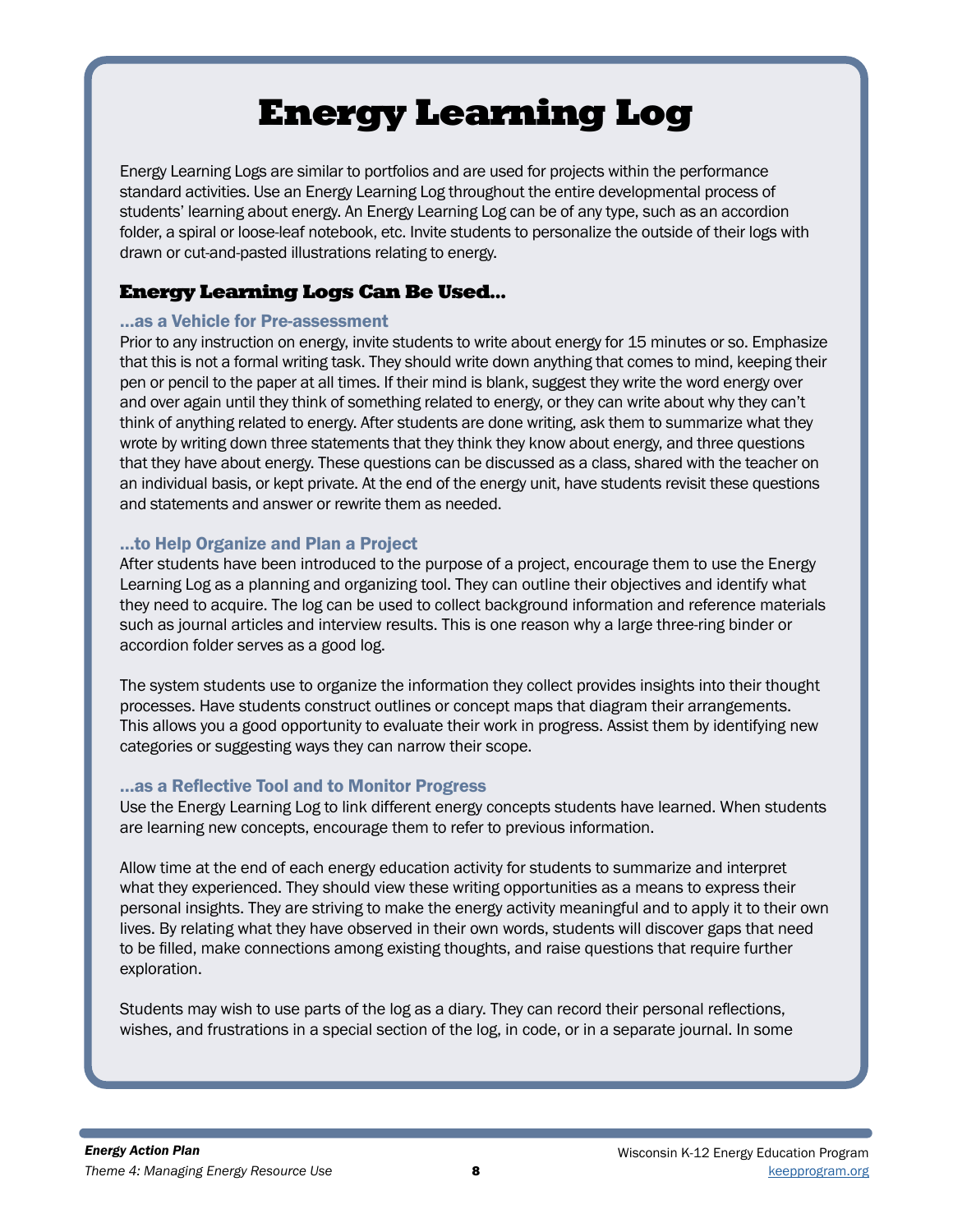# Energy Learning Log

Energy Learning Logs are similar to portfolios and are used for projects within the performance standard activities. Use an Energy Learning Log throughout the entire developmental process of students' learning about energy. An Energy Learning Log can be of any type, such as an accordion folder, a spiral or loose-leaf notebook, etc. Invite students to personalize the outside of their logs with drawn or cut-and-pasted illustrations relating to energy.

## Energy Learning Logs Can Be Used...

### ...as a Vehicle for Pre-assessment

Prior to any instruction on energy, invite students to write about energy for 15 minutes or so. Emphasize that this is not a formal writing task. They should write down anything that comes to mind, keeping their pen or pencil to the paper at all times. If their mind is blank, suggest they write the word energy over and over again until they think of something related to energy, or they can write about why they can't think of anything related to energy. After students are done writing, ask them to summarize what they wrote by writing down three statements that they think they know about energy, and three questions that they have about energy. These questions can be discussed as a class, shared with the teacher on an individual basis, or kept private. At the end of the energy unit, have students revisit these questions and statements and answer or rewrite them as needed.

### ...to Help Organize and Plan a Project

After students have been introduced to the purpose of a project, encourage them to use the Energy Learning Log as a planning and organizing tool. They can outline their objectives and identify what they need to acquire. The log can be used to collect background information and reference materials such as journal articles and interview results. This is one reason why a large three-ring binder or accordion folder serves as a good log.

The system students use to organize the information they collect provides insights into their thought processes. Have students construct outlines or concept maps that diagram their arrangements. This allows you a good opportunity to evaluate their work in progress. Assist them by identifying new categories or suggesting ways they can narrow their scope.

### ...as a Reflective Tool and to Monitor Progress

Use the Energy Learning Log to link different energy concepts students have learned. When students are learning new concepts, encourage them to refer to previous information.

Allow time at the end of each energy education activity for students to summarize and interpret what they experienced. They should view these writing opportunities as a means to express their personal insights. They are striving to make the energy activity meaningful and to apply it to their own lives. By relating what they have observed in their own words, students will discover gaps that need to be filled, make connections among existing thoughts, and raise questions that require further exploration.

Students may wish to use parts of the log as a diary. They can record their personal reflections, wishes, and frustrations in a special section of the log, in code, or in a separate journal. In some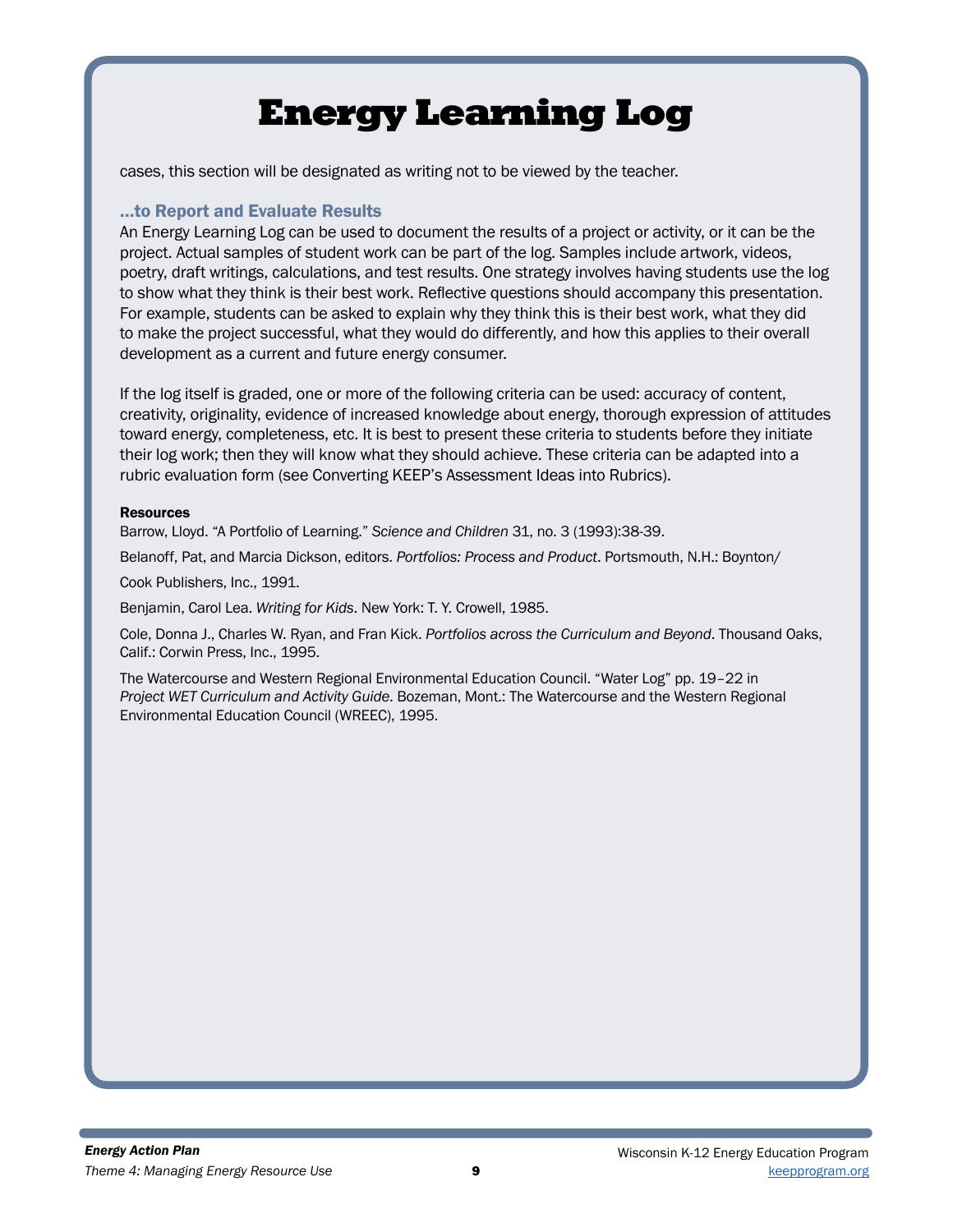# Energy Learning Log

cases, this section will be designated as writing not to be viewed by the teacher.

### ...to Report and Evaluate Results

An Energy Learning Log can be used to document the results of a project or activity, or it can be the project. Actual samples of student work can be part of the log. Samples include artwork, videos, poetry, draft writings, calculations, and test results. One strategy involves having students use the log to show what they think is their best work. Reflective questions should accompany this presentation. For example, students can be asked to explain why they think this is their best work, what they did to make the project successful, what they would do differently, and how this applies to their overall development as a current and future energy consumer.

If the log itself is graded, one or more of the following criteria can be used: accuracy of content, creativity, originality, evidence of increased knowledge about energy, thorough expression of attitudes toward energy, completeness, etc. It is best to present these criteria to students before they initiate their log work; then they will know what they should achieve. These criteria can be adapted into a rubric evaluation form (see Converting KEEP's Assessment Ideas into Rubrics).

**Resources**

Barrow, Lloyd. "A Portfolio of Learning." *Science and Children* 31, no. 3 (1993):38-39.

Belanoff, Pat, and Marcia Dickson, editors. *Portfolios: Process and Product*. Portsmouth, N.H.: Boynton/Cook Publishers, Inc., 1991.

Benjamin, Carol Lea. *Writing for Kids*. New York: T. Y. Crowell, 1985.

Cole, Donna J., Charles W. Ryan, and Fran Kick. *Portfolios across the Curriculum and Beyond*. Thousand Oaks, Calif.: Corwin Press, Inc., 1995.

The Watercourse and Western Regional Environmental Education Council. "Water Log" pp. 19–22 in *Project WET Curriculum and Activity Guide*. Bozeman, Mont.: The Watercourse and the Western Regional Environmental Education Council (WREEC), 1995.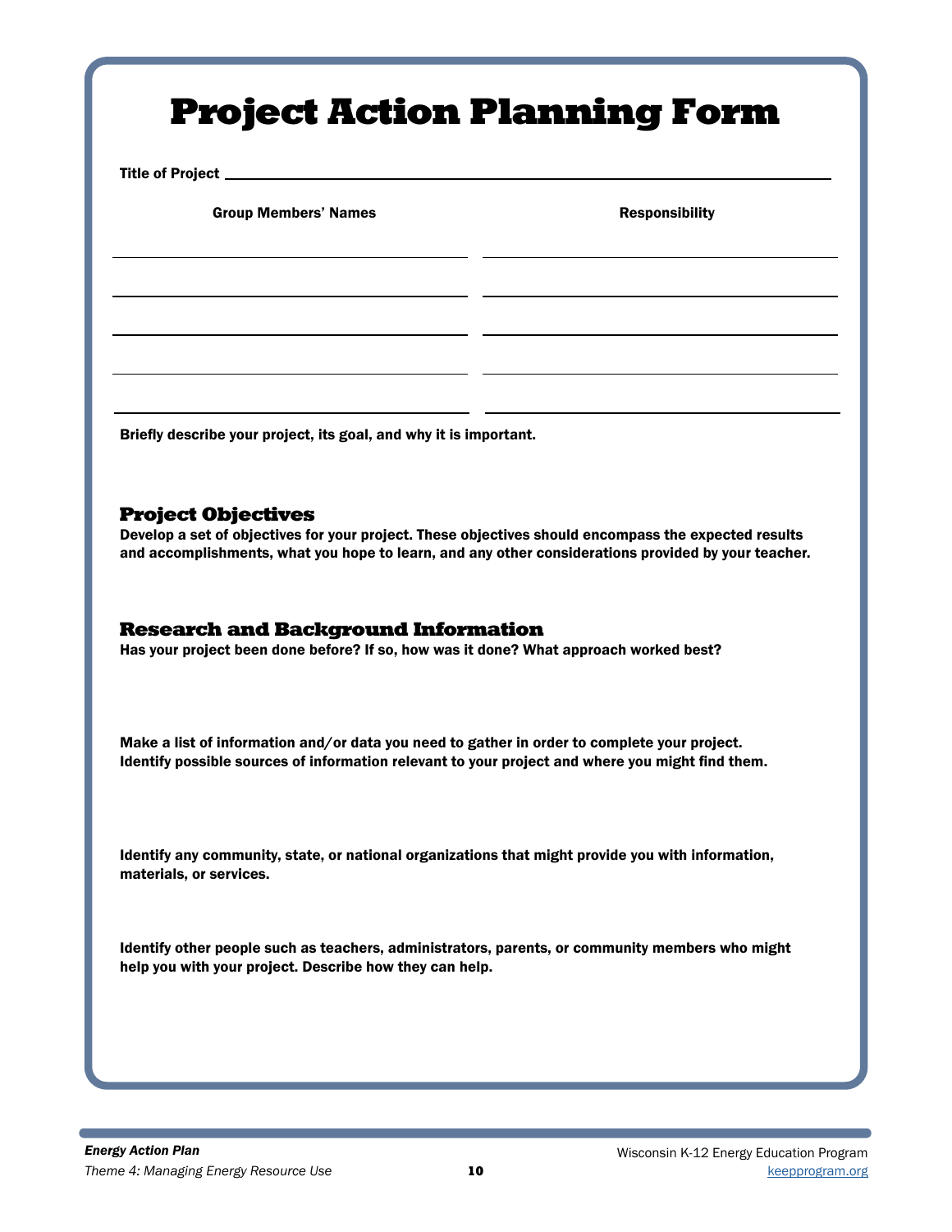# Project Action Planning Form

**Title of Project** ______________________________________________

| Group Members' Names | Responsibility |
| --- | --- |
| | |
| | |
| | |
| | |
| | |

**Briefly describe your project, its goal, and why it is important.**

## Project Objectives

**Develop a set of objectives for your project. These objectives should encompass the expected results and accomplishments, what you hope to learn, and any other considerations provided by your teacher.**

## Research and Background Information

**Has your project been done before? If so, how was it done? What approach worked best?**

**Make a list of information and/or data you need to gather in order to complete your project. Identify possible sources of information relevant to your project and where you might find them.**

**Identify any community, state, or national organizations that might provide you with information, materials, or services.**

**Identify other people such as teachers, administrators, parents, or community members who might help you with your project. Describe how they can help.**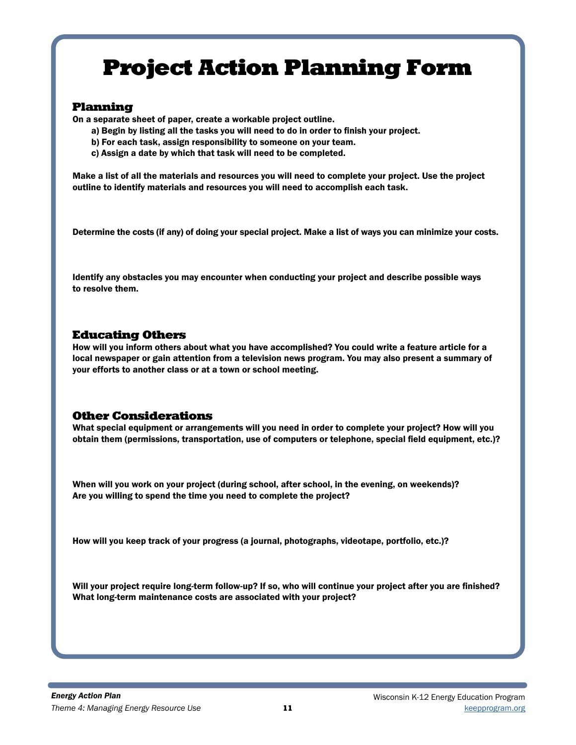# Project Action Planning Form

## Planning

On a separate sheet of paper, create a workable project outline.

a) Begin by listing all the tasks you will need to do in order to finish your project.
b) For each task, assign responsibility to someone on your team.
c) Assign a date by which that task will need to be completed.

Make a list of all the materials and resources you will need to complete your project. Use the project outline to identify materials and resources you will need to accomplish each task.

Determine the costs (if any) of doing your special project. Make a list of ways you can minimize your costs.

Identify any obstacles you may encounter when conducting your project and describe possible ways to resolve them.

## Educating Others

How will you inform others about what you have accomplished? You could write a feature article for a local newspaper or gain attention from a television news program. You may also present a summary of your efforts to another class or at a town or school meeting.

## Other Considerations

What special equipment or arrangements will you need in order to complete your project? How will you obtain them (permissions, transportation, use of computers or telephone, special field equipment, etc.)?

When will you work on your project (during school, after school, in the evening, on weekends)? Are you willing to spend the time you need to complete the project?

How will you keep track of your progress (a journal, photographs, videotape, portfolio, etc.)?

Will your project require long-term follow-up? If so, who will continue your project after you are finished? What long-term maintenance costs are associated with your project?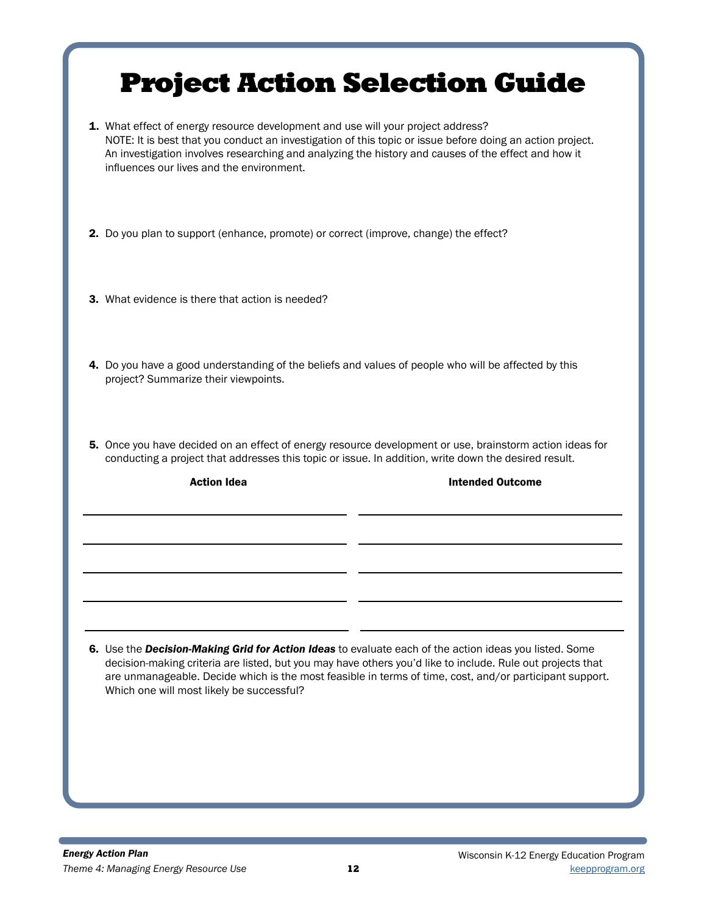# Project Action Selection Guide

1. What effect of energy resource development and use will your project address?
   NOTE: It is best that you conduct an investigation of this topic or issue before doing an action project. An investigation involves researching and analyzing the history and causes of the effect and how it influences our lives and the environment.

2. Do you plan to support (enhance, promote) or correct (improve, change) the effect?

3. What evidence is there that action is needed?

4. Do you have a good understanding of the beliefs and values of people who will be affected by this project? Summarize their viewpoints.

5. Once you have decided on an effect of energy resource development or use, brainstorm action ideas for conducting a project that addresses this topic or issue. In addition, write down the desired result.

| Action Idea | Intended Outcome |
|---|---|
| | |
| | |
| | |
| | |
| | |

6. Use the ***Decision-Making Grid for Action Ideas*** to evaluate each of the action ideas you listed. Some decision-making criteria are listed, but you may have others you'd like to include. Rule out projects that are unmanageable. Decide which is the most feasible in terms of time, cost, and/or participant support. Which one will most likely be successful?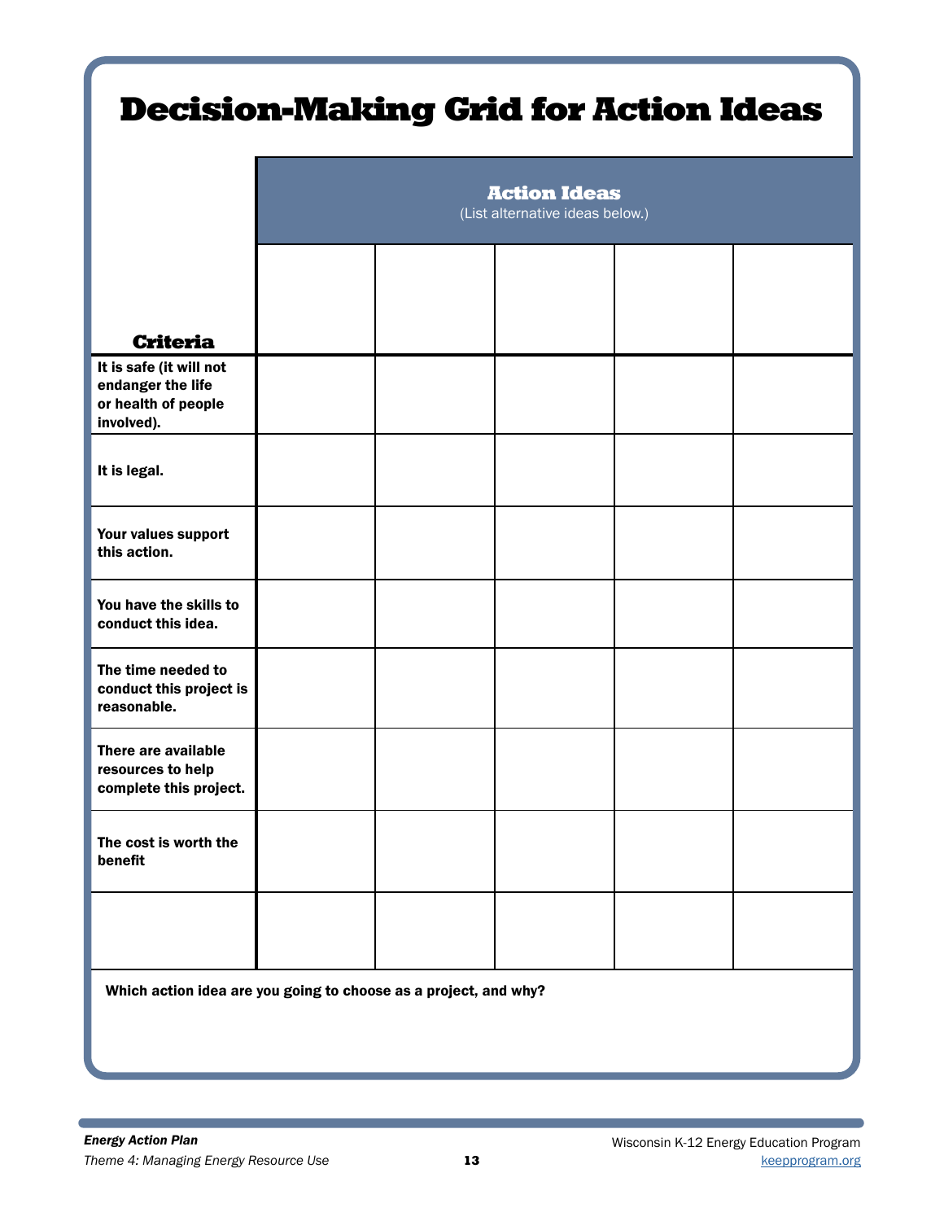# Decision-Making Grid for Action Ideas

| Criteria | **Action Ideas** (List alternative ideas below.) | | | | |
|---|---|---|---|---|---|
| | | | | | |
| **It is safe (it will not endanger the life or health of people involved).** | | | | | |
| **It is legal.** | | | | | |
| **Your values support this action.** | | | | | |
| **You have the skills to conduct this idea.** | | | | | |
| **The time needed to conduct this project is reasonable.** | | | | | |
| **There are available resources to help complete this project.** | | | | | |
| **The cost is worth the benefit** | | | | | |
| | | | | | |

**Which action idea are you going to choose as a project, and why?**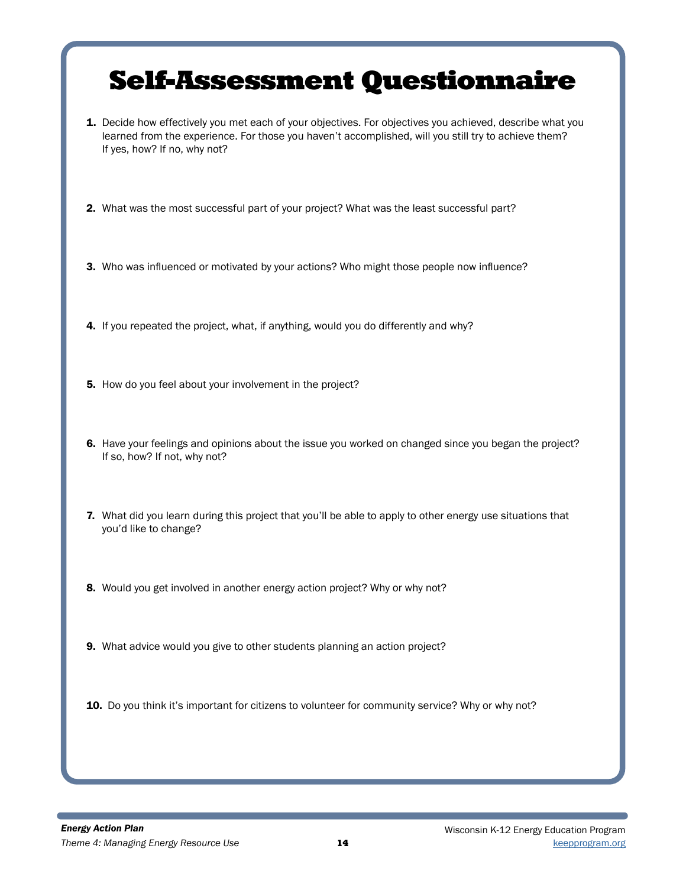# Self-Assessment Questionnaire

1. Decide how effectively you met each of your objectives. For objectives you achieved, describe what you learned from the experience. For those you haven't accomplished, will you still try to achieve them? If yes, how? If no, why not?

2. What was the most successful part of your project? What was the least successful part?

3. Who was influenced or motivated by your actions? Who might those people now influence?

4. If you repeated the project, what, if anything, would you do differently and why?

5. How do you feel about your involvement in the project?

6. Have your feelings and opinions about the issue you worked on changed since you began the project? If so, how? If not, why not?

7. What did you learn during this project that you'll be able to apply to other energy use situations that you'd like to change?

8. Would you get involved in another energy action project? Why or why not?

9. What advice would you give to other students planning an action project?

10. Do you think it's important for citizens to volunteer for community service? Why or why not?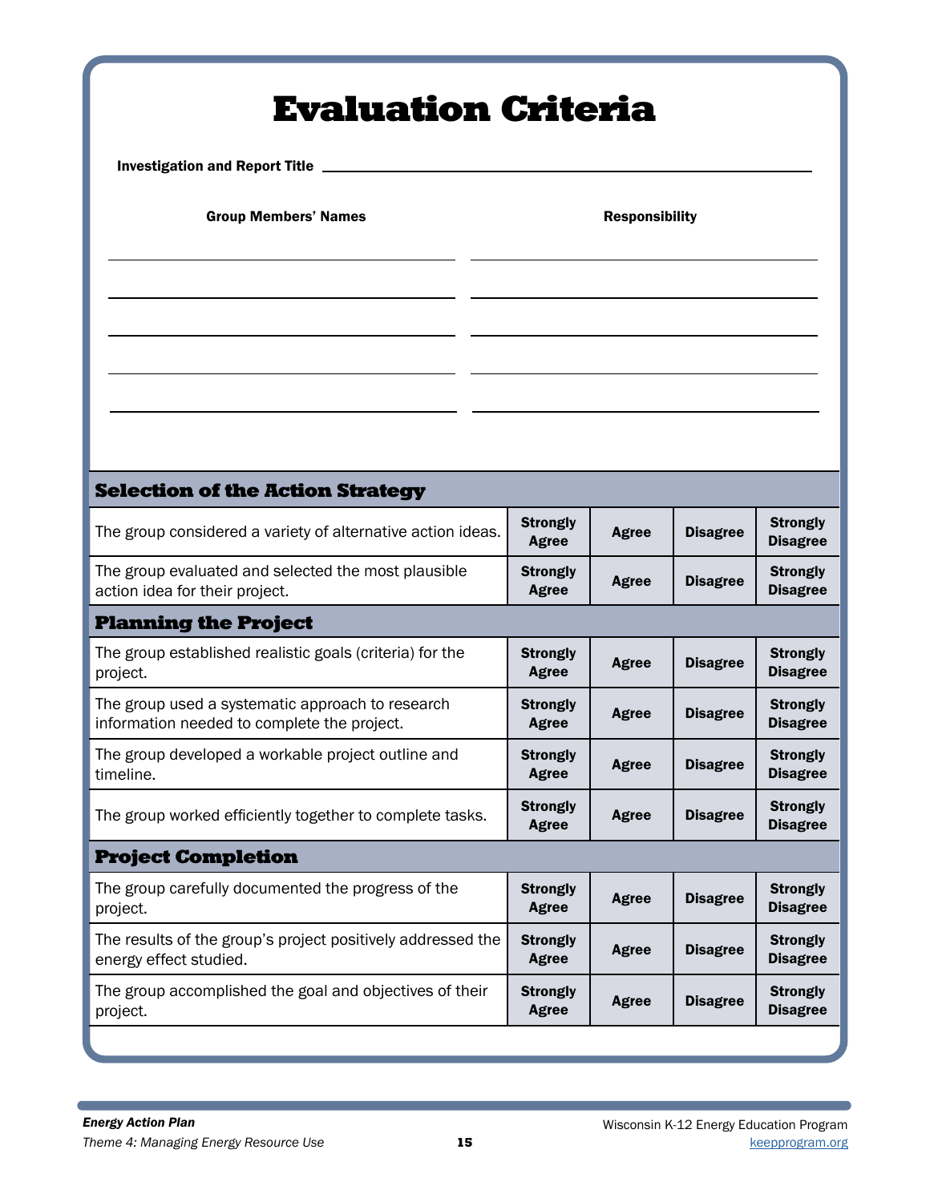# Evaluation Criteria

**Investigation and Report Title** ________________________________________________

| **Group Members' Names** | **Responsibility** |
|---|---|
| | |
| | |
| | |
| | |
| | |

| | | | | |
|---|---|---|---|---|
| **Selection of the Action Strategy** | | | | |
| The group considered a variety of alternative action ideas. | **Strongly Agree** | **Agree** | **Disagree** | **Strongly Disagree** |
| The group evaluated and selected the most plausible action idea for their project. | **Strongly Agree** | **Agree** | **Disagree** | **Strongly Disagree** |
| **Planning the Project** | | | | |
| The group established realistic goals (criteria) for the project. | **Strongly Agree** | **Agree** | **Disagree** | **Strongly Disagree** |
| The group used a systematic approach to research information needed to complete the project. | **Strongly Agree** | **Agree** | **Disagree** | **Strongly Disagree** |
| The group developed a workable project outline and timeline. | **Strongly Agree** | **Agree** | **Disagree** | **Strongly Disagree** |
| The group worked efficiently together to complete tasks. | **Strongly Agree** | **Agree** | **Disagree** | **Strongly Disagree** |
| **Project Completion** | | | | |
| The group carefully documented the progress of the project. | **Strongly Agree** | **Agree** | **Disagree** | **Strongly Disagree** |
| The results of the group's project positively addressed the energy effect studied. | **Strongly Agree** | **Agree** | **Disagree** | **Strongly Disagree** |
| The group accomplished the goal and objectives of their project. | **Strongly Agree** | **Agree** | **Disagree** | **Strongly Disagree** |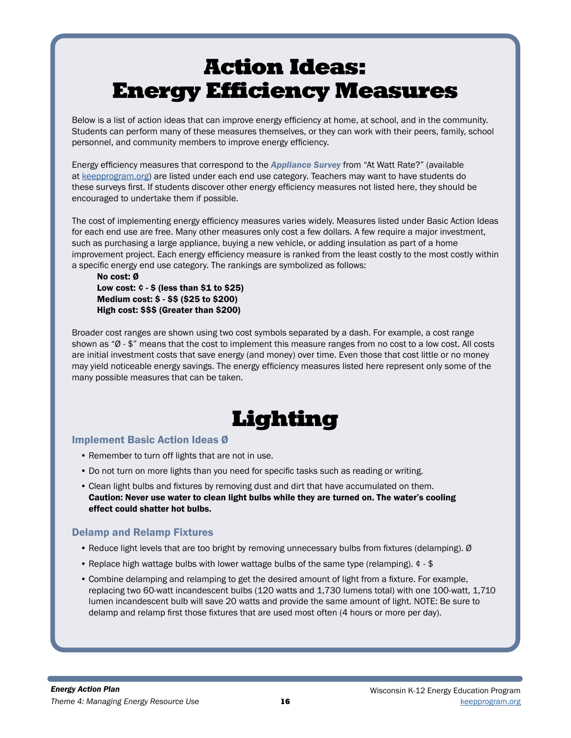# Action Ideas: Energy Efficiency Measures

Below is a list of action ideas that can improve energy efficiency at home, at school, and in the community. Students can perform many of these measures themselves, or they can work with their peers, family, school personnel, and community members to improve energy efficiency.

Energy efficiency measures that correspond to the ***Appliance Survey*** from "At Watt Rate?" (available at keepprogram.org) are listed under each end use category. Teachers may want to have students do these surveys first. If students discover other energy efficiency measures not listed here, they should be encouraged to undertake them if possible.

The cost of implementing energy efficiency measures varies widely. Measures listed under Basic Action Ideas for each end use are free. Many other measures only cost a few dollars. A few require a major investment, such as purchasing a large appliance, buying a new vehicle, or adding insulation as part of a home improvement project. Each energy efficiency measure is ranked from the least costly to the most costly within a specific energy end use category. The rankings are symbolized as follows:

**No cost: Ø**
**Low cost: ¢ - $ (less than $1 to $25)**
**Medium cost: $ - $$ ($25 to $200)**
**High cost: $$$ (Greater than $200)**

Broader cost ranges are shown using two cost symbols separated by a dash. For example, a cost range shown as "Ø - $" means that the cost to implement this measure ranges from no cost to a low cost. All costs are initial investment costs that save energy (and money) over time. Even those that cost little or no money may yield noticeable energy savings. The energy efficiency measures listed here represent only some of the many possible measures that can be taken.

# Lighting

### Implement Basic Action Ideas Ø

- Remember to turn off lights that are not in use.
- Do not turn on more lights than you need for specific tasks such as reading or writing.
- Clean light bulbs and fixtures by removing dust and dirt that have accumulated on them. **Caution: Never use water to clean light bulbs while they are turned on. The water's cooling effect could shatter hot bulbs.**

### Delamp and Relamp Fixtures

- Reduce light levels that are too bright by removing unnecessary bulbs from fixtures (delamping). Ø
- Replace high wattage bulbs with lower wattage bulbs of the same type (relamping). ¢ - $
- Combine delamping and relamping to get the desired amount of light from a fixture. For example, replacing two 60-watt incandescent bulbs (120 watts and 1,730 lumens total) with one 100-watt, 1,710 lumen incandescent bulb will save 20 watts and provide the same amount of light. NOTE: Be sure to delamp and relamp first those fixtures that are used most often (4 hours or more per day).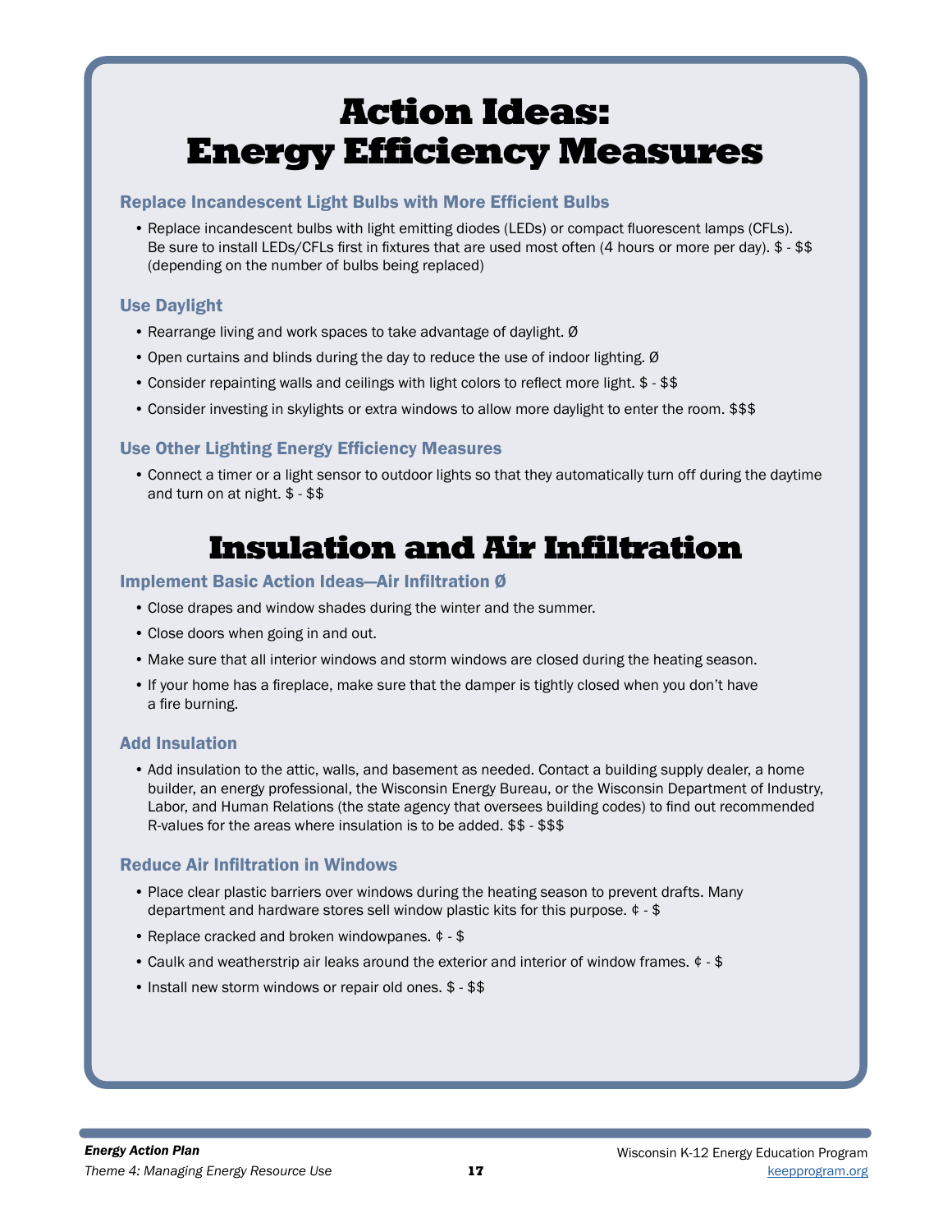# Action Ideas: Energy Efficiency Measures

### Replace Incandescent Light Bulbs with More Efficient Bulbs

- Replace incandescent bulbs with light emitting diodes (LEDs) or compact fluorescent lamps (CFLs). Be sure to install LEDs/CFLs first in fixtures that are used most often (4 hours or more per day). $ - $$ (depending on the number of bulbs being replaced)

### Use Daylight

- Rearrange living and work spaces to take advantage of daylight. Ø
- Open curtains and blinds during the day to reduce the use of indoor lighting. Ø
- Consider repainting walls and ceilings with light colors to reflect more light. $ - $$
- Consider investing in skylights or extra windows to allow more daylight to enter the room. $$$

### Use Other Lighting Energy Efficiency Measures

- Connect a timer or a light sensor to outdoor lights so that they automatically turn off during the daytime and turn on at night. $ - $$

# Insulation and Air Infiltration

### Implement Basic Action Ideas—Air Infiltration Ø

- Close drapes and window shades during the winter and the summer.
- Close doors when going in and out.
- Make sure that all interior windows and storm windows are closed during the heating season.
- If your home has a fireplace, make sure that the damper is tightly closed when you don't have a fire burning.

### Add Insulation

- Add insulation to the attic, walls, and basement as needed. Contact a building supply dealer, a home builder, an energy professional, the Wisconsin Energy Bureau, or the Wisconsin Department of Industry, Labor, and Human Relations (the state agency that oversees building codes) to find out recommended R-values for the areas where insulation is to be added. $$ - $$$

### Reduce Air Infiltration in Windows

- Place clear plastic barriers over windows during the heating season to prevent drafts. Many department and hardware stores sell window plastic kits for this purpose. ¢ - $
- Replace cracked and broken windowpanes. ¢ - $
- Caulk and weatherstrip air leaks around the exterior and interior of window frames. ¢ - $
- Install new storm windows or repair old ones. $ - $$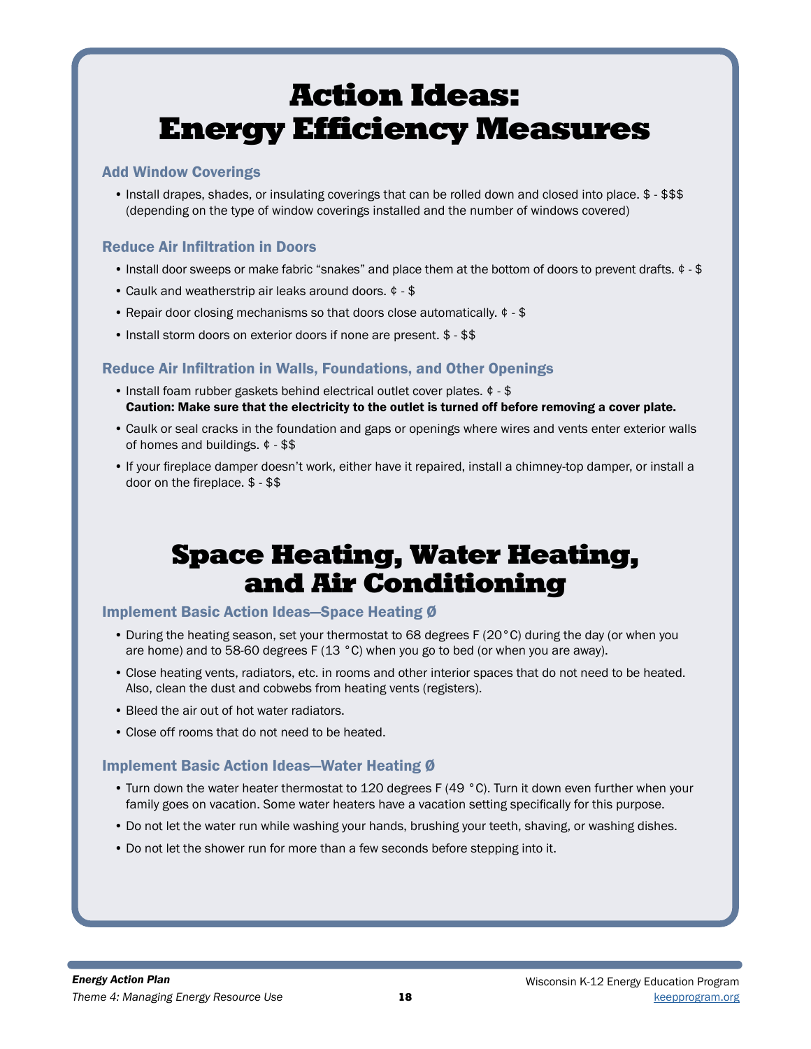# Action Ideas: Energy Efficiency Measures

### Add Window Coverings

- Install drapes, shades, or insulating coverings that can be rolled down and closed into place. $ - $$$ (depending on the type of window coverings installed and the number of windows covered)

### Reduce Air Infiltration in Doors

- Install door sweeps or make fabric "snakes" and place them at the bottom of doors to prevent drafts. ¢ - $
- Caulk and weatherstrip air leaks around doors. ¢ - $
- Repair door closing mechanisms so that doors close automatically. ¢ - $
- Install storm doors on exterior doors if none are present. $ - $$

### Reduce Air Infiltration in Walls, Foundations, and Other Openings

- Install foam rubber gaskets behind electrical outlet cover plates. ¢ - $
  **Caution: Make sure that the electricity to the outlet is turned off before removing a cover plate.**
- Caulk or seal cracks in the foundation and gaps or openings where wires and vents enter exterior walls of homes and buildings. ¢ - $$
- If your fireplace damper doesn't work, either have it repaired, install a chimney-top damper, or install a door on the fireplace. $ - $$

# Space Heating, Water Heating, and Air Conditioning

### Implement Basic Action Ideas—Space Heating Ø

- During the heating season, set your thermostat to 68 degrees F (20°C) during the day (or when you are home) and to 58-60 degrees F (13 °C) when you go to bed (or when you are away).
- Close heating vents, radiators, etc. in rooms and other interior spaces that do not need to be heated. Also, clean the dust and cobwebs from heating vents (registers).
- Bleed the air out of hot water radiators.
- Close off rooms that do not need to be heated.

### Implement Basic Action Ideas—Water Heating Ø

- Turn down the water heater thermostat to 120 degrees F (49 °C). Turn it down even further when your family goes on vacation. Some water heaters have a vacation setting specifically for this purpose.
- Do not let the water run while washing your hands, brushing your teeth, shaving, or washing dishes.
- Do not let the shower run for more than a few seconds before stepping into it.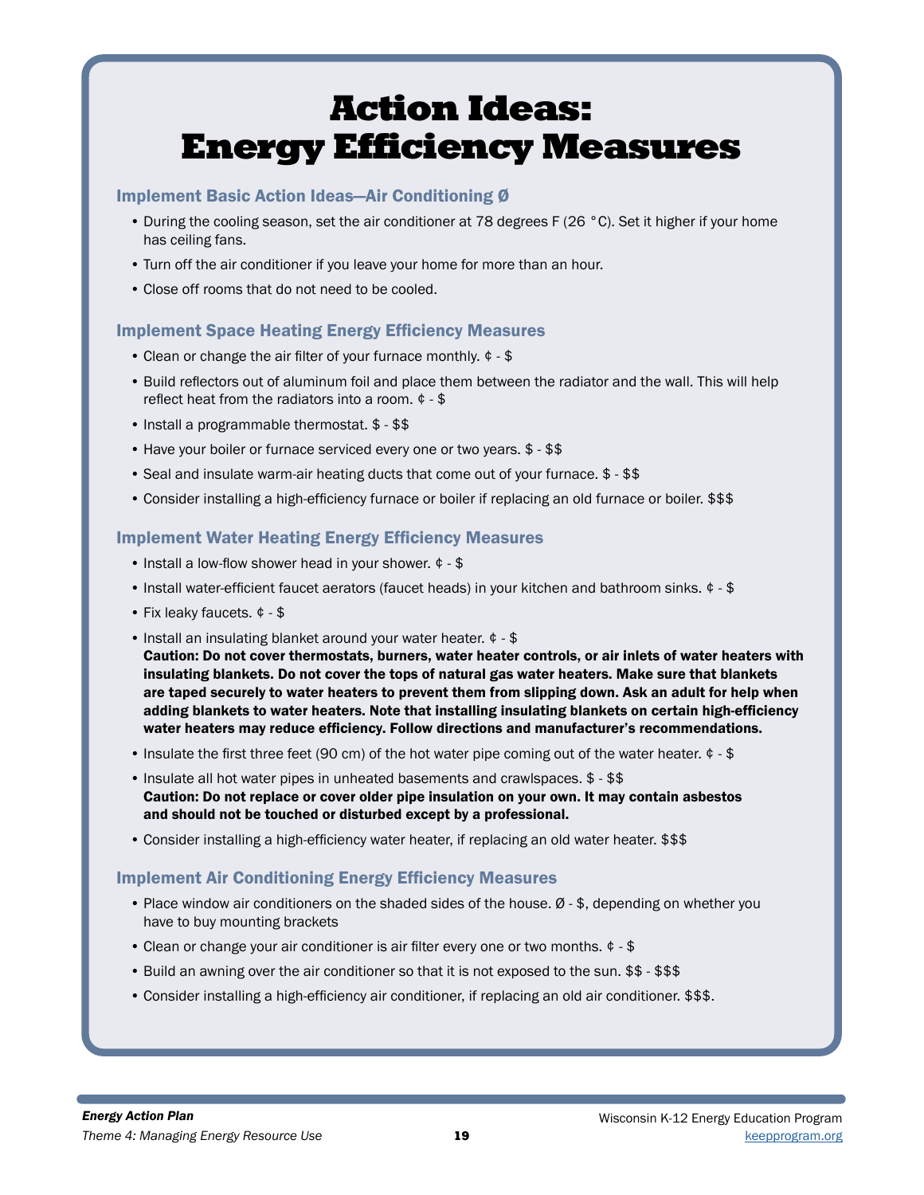# Action Ideas: Energy Efficiency Measures

### Implement Basic Action Ideas—Air Conditioning Ø

- During the cooling season, set the air conditioner at 78 degrees F (26 °C). Set it higher if your home has ceiling fans.
- Turn off the air conditioner if you leave your home for more than an hour.
- Close off rooms that do not need to be cooled.

### Implement Space Heating Energy Efficiency Measures

- Clean or change the air filter of your furnace monthly. ¢ - $
- Build reflectors out of aluminum foil and place them between the radiator and the wall. This will help reflect heat from the radiators into a room. ¢ - $
- Install a programmable thermostat. $ - $$
- Have your boiler or furnace serviced every one or two years. $ - $$
- Seal and insulate warm-air heating ducts that come out of your furnace. $ - $$
- Consider installing a high-efficiency furnace or boiler if replacing an old furnace or boiler. $$$

### Implement Water Heating Energy Efficiency Measures

- Install a low-flow shower head in your shower. ¢ - $
- Install water-efficient faucet aerators (faucet heads) in your kitchen and bathroom sinks. ¢ - $
- Fix leaky faucets. ¢ - $
- Install an insulating blanket around your water heater. ¢ - $
  **Caution: Do not cover thermostats, burners, water heater controls, or air inlets of water heaters with insulating blankets. Do not cover the tops of natural gas water heaters. Make sure that blankets are taped securely to water heaters to prevent them from slipping down. Ask an adult for help when adding blankets to water heaters. Note that installing insulating blankets on certain high-efficiency water heaters may reduce efficiency. Follow directions and manufacturer's recommendations.**
- Insulate the first three feet (90 cm) of the hot water pipe coming out of the water heater. ¢ - $
- Insulate all hot water pipes in unheated basements and crawlspaces. $ - $$
  **Caution: Do not replace or cover older pipe insulation on your own. It may contain asbestos and should not be touched or disturbed except by a professional.**
- Consider installing a high-efficiency water heater, if replacing an old water heater. $$$

### Implement Air Conditioning Energy Efficiency Measures

- Place window air conditioners on the shaded sides of the house. Ø - $, depending on whether you have to buy mounting brackets
- Clean or change your air conditioner is air filter every one or two months. ¢ - $
- Build an awning over the air conditioner so that it is not exposed to the sun. $$ - $$$
- Consider installing a high-efficiency air conditioner, if replacing an old air conditioner. $$$.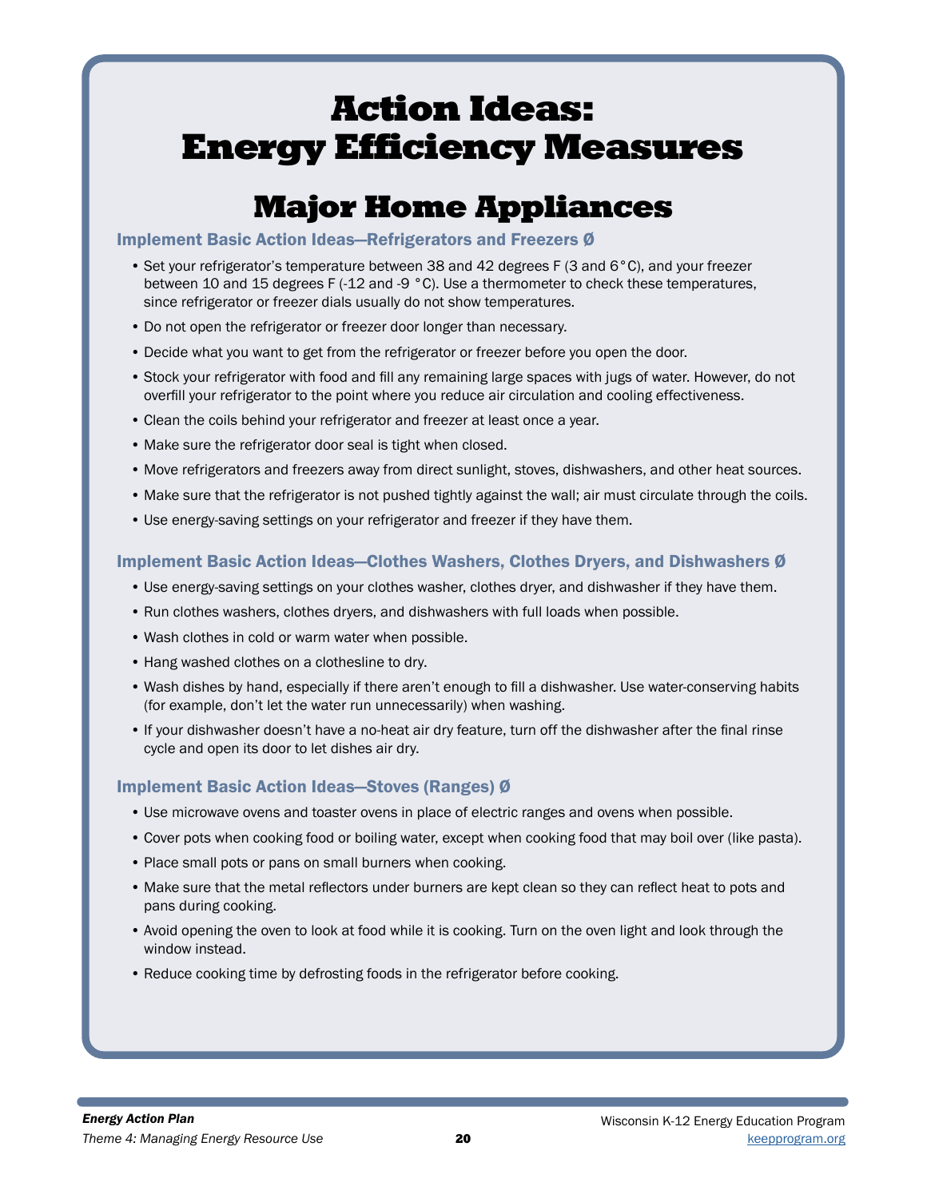# Action Ideas: Energy Efficiency Measures

## Major Home Appliances

### Implement Basic Action Ideas—Refrigerators and Freezers Ø

- Set your refrigerator's temperature between 38 and 42 degrees F (3 and 6°C), and your freezer between 10 and 15 degrees F (-12 and -9 °C). Use a thermometer to check these temperatures, since refrigerator or freezer dials usually do not show temperatures.
- Do not open the refrigerator or freezer door longer than necessary.
- Decide what you want to get from the refrigerator or freezer before you open the door.
- Stock your refrigerator with food and fill any remaining large spaces with jugs of water. However, do not overfill your refrigerator to the point where you reduce air circulation and cooling effectiveness.
- Clean the coils behind your refrigerator and freezer at least once a year.
- Make sure the refrigerator door seal is tight when closed.
- Move refrigerators and freezers away from direct sunlight, stoves, dishwashers, and other heat sources.
- Make sure that the refrigerator is not pushed tightly against the wall; air must circulate through the coils.
- Use energy-saving settings on your refrigerator and freezer if they have them.

### Implement Basic Action Ideas—Clothes Washers, Clothes Dryers, and Dishwashers Ø

- Use energy-saving settings on your clothes washer, clothes dryer, and dishwasher if they have them.
- Run clothes washers, clothes dryers, and dishwashers with full loads when possible.
- Wash clothes in cold or warm water when possible.
- Hang washed clothes on a clothesline to dry.
- Wash dishes by hand, especially if there aren't enough to fill a dishwasher. Use water-conserving habits (for example, don't let the water run unnecessarily) when washing.
- If your dishwasher doesn't have a no-heat air dry feature, turn off the dishwasher after the final rinse cycle and open its door to let dishes air dry.

### Implement Basic Action Ideas—Stoves (Ranges) Ø

- Use microwave ovens and toaster ovens in place of electric ranges and ovens when possible.
- Cover pots when cooking food or boiling water, except when cooking food that may boil over (like pasta).
- Place small pots or pans on small burners when cooking.
- Make sure that the metal reflectors under burners are kept clean so they can reflect heat to pots and pans during cooking.
- Avoid opening the oven to look at food while it is cooking. Turn on the oven light and look through the window instead.
- Reduce cooking time by defrosting foods in the refrigerator before cooking.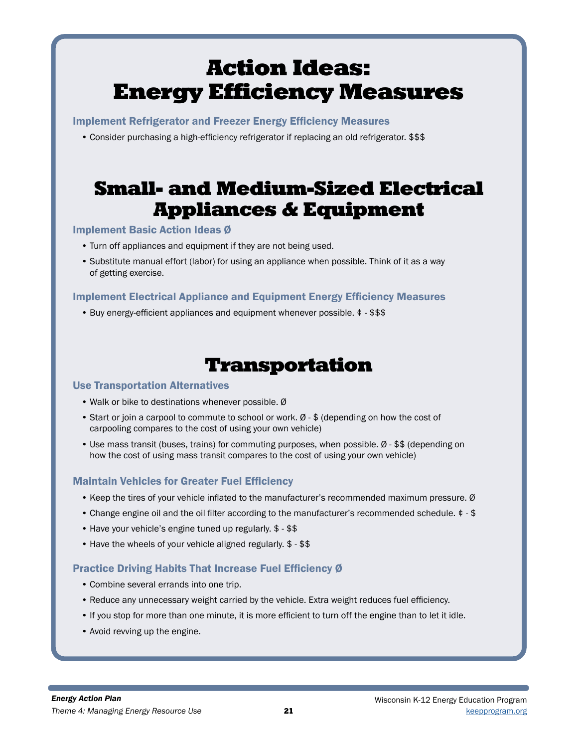# Action Ideas: Energy Efficiency Measures

### Implement Refrigerator and Freezer Energy Efficiency Measures

- Consider purchasing a high-efficiency refrigerator if replacing an old refrigerator. $$$

# Small- and Medium-Sized Electrical Appliances & Equipment

### Implement Basic Action Ideas Ø

- Turn off appliances and equipment if they are not being used.
- Substitute manual effort (labor) for using an appliance when possible. Think of it as a way of getting exercise.

### Implement Electrical Appliance and Equipment Energy Efficiency Measures

- Buy energy-efficient appliances and equipment whenever possible. ¢ - $$$

# Transportation

### Use Transportation Alternatives

- Walk or bike to destinations whenever possible. Ø
- Start or join a carpool to commute to school or work. Ø - $ (depending on how the cost of carpooling compares to the cost of using your own vehicle)
- Use mass transit (buses, trains) for commuting purposes, when possible. Ø - $$ (depending on how the cost of using mass transit compares to the cost of using your own vehicle)

### Maintain Vehicles for Greater Fuel Efficiency

- Keep the tires of your vehicle inflated to the manufacturer's recommended maximum pressure. Ø
- Change engine oil and the oil filter according to the manufacturer's recommended schedule. ¢ - $
- Have your vehicle's engine tuned up regularly. $ - $$
- Have the wheels of your vehicle aligned regularly. $ - $$

### Practice Driving Habits That Increase Fuel Efficiency Ø

- Combine several errands into one trip.
- Reduce any unnecessary weight carried by the vehicle. Extra weight reduces fuel efficiency.
- If you stop for more than one minute, it is more efficient to turn off the engine than to let it idle.
- Avoid revving up the engine.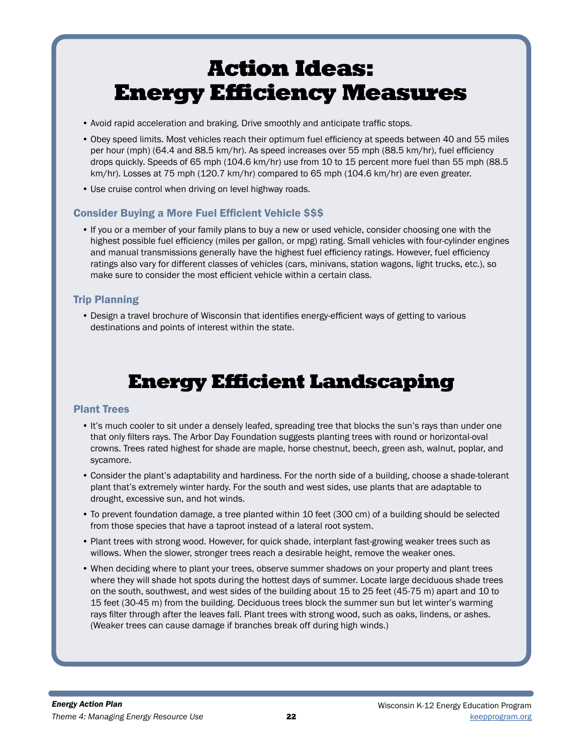# Action Ideas: Energy Efficiency Measures

- Avoid rapid acceleration and braking. Drive smoothly and anticipate traffic stops.
- Obey speed limits. Most vehicles reach their optimum fuel efficiency at speeds between 40 and 55 miles per hour (mph) (64.4 and 88.5 km/hr). As speed increases over 55 mph (88.5 km/hr), fuel efficiency drops quickly. Speeds of 65 mph (104.6 km/hr) use from 10 to 15 percent more fuel than 55 mph (88.5 km/hr). Losses at 75 mph (120.7 km/hr) compared to 65 mph (104.6 km/hr) are even greater.
- Use cruise control when driving on level highway roads.

### Consider Buying a More Fuel Efficient Vehicle $$$

- If you or a member of your family plans to buy a new or used vehicle, consider choosing one with the highest possible fuel efficiency (miles per gallon, or mpg) rating. Small vehicles with four-cylinder engines and manual transmissions generally have the highest fuel efficiency ratings. However, fuel efficiency ratings also vary for different classes of vehicles (cars, minivans, station wagons, light trucks, etc.), so make sure to consider the most efficient vehicle within a certain class.

### Trip Planning

- Design a travel brochure of Wisconsin that identifies energy-efficient ways of getting to various destinations and points of interest within the state.

# Energy Efficient Landscaping

### Plant Trees

- It's much cooler to sit under a densely leafed, spreading tree that blocks the sun's rays than under one that only filters rays. The Arbor Day Foundation suggests planting trees with round or horizontal-oval crowns. Trees rated highest for shade are maple, horse chestnut, beech, green ash, walnut, poplar, and sycamore.
- Consider the plant's adaptability and hardiness. For the north side of a building, choose a shade-tolerant plant that's extremely winter hardy. For the south and west sides, use plants that are adaptable to drought, excessive sun, and hot winds.
- To prevent foundation damage, a tree planted within 10 feet (300 cm) of a building should be selected from those species that have a taproot instead of a lateral root system.
- Plant trees with strong wood. However, for quick shade, interplant fast-growing weaker trees such as willows. When the slower, stronger trees reach a desirable height, remove the weaker ones.
- When deciding where to plant your trees, observe summer shadows on your property and plant trees where they will shade hot spots during the hottest days of summer. Locate large deciduous shade trees on the south, southwest, and west sides of the building about 15 to 25 feet (45-75 m) apart and 10 to 15 feet (30-45 m) from the building. Deciduous trees block the summer sun but let winter's warming rays filter through after the leaves fall. Plant trees with strong wood, such as oaks, lindens, or ashes. (Weaker trees can cause damage if branches break off during high winds.)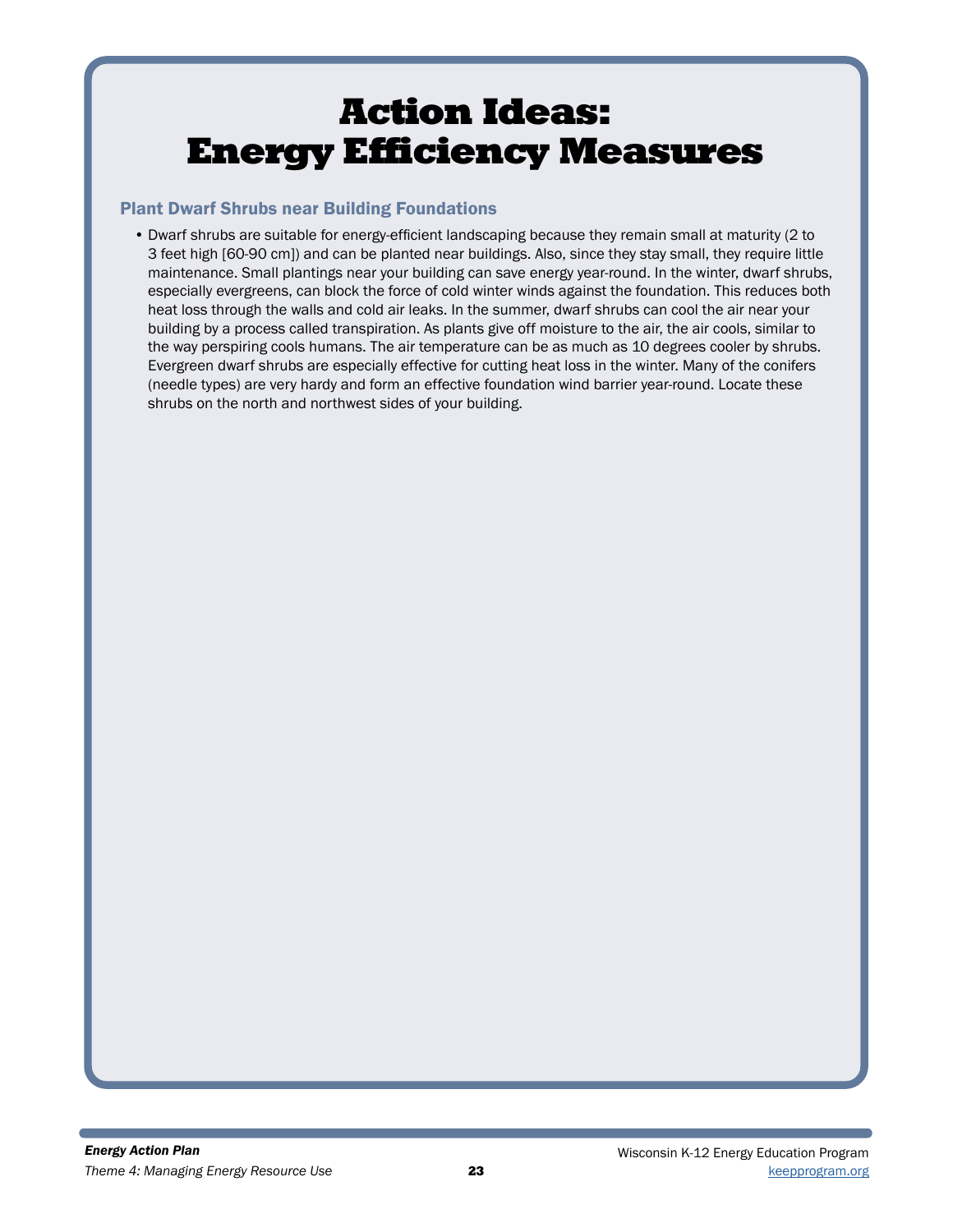# Action Ideas: Energy Efficiency Measures

### Plant Dwarf Shrubs near Building Foundations

- Dwarf shrubs are suitable for energy-efficient landscaping because they remain small at maturity (2 to 3 feet high [60-90 cm]) and can be planted near buildings. Also, since they stay small, they require little maintenance. Small plantings near your building can save energy year-round. In the winter, dwarf shrubs, especially evergreens, can block the force of cold winter winds against the foundation. This reduces both heat loss through the walls and cold air leaks. In the summer, dwarf shrubs can cool the air near your building by a process called transpiration. As plants give off moisture to the air, the air cools, similar to the way perspiring cools humans. The air temperature can be as much as 10 degrees cooler by shrubs. Evergreen dwarf shrubs are especially effective for cutting heat loss in the winter. Many of the conifers (needle types) are very hardy and form an effective foundation wind barrier year-round. Locate these shrubs on the north and northwest sides of your building.